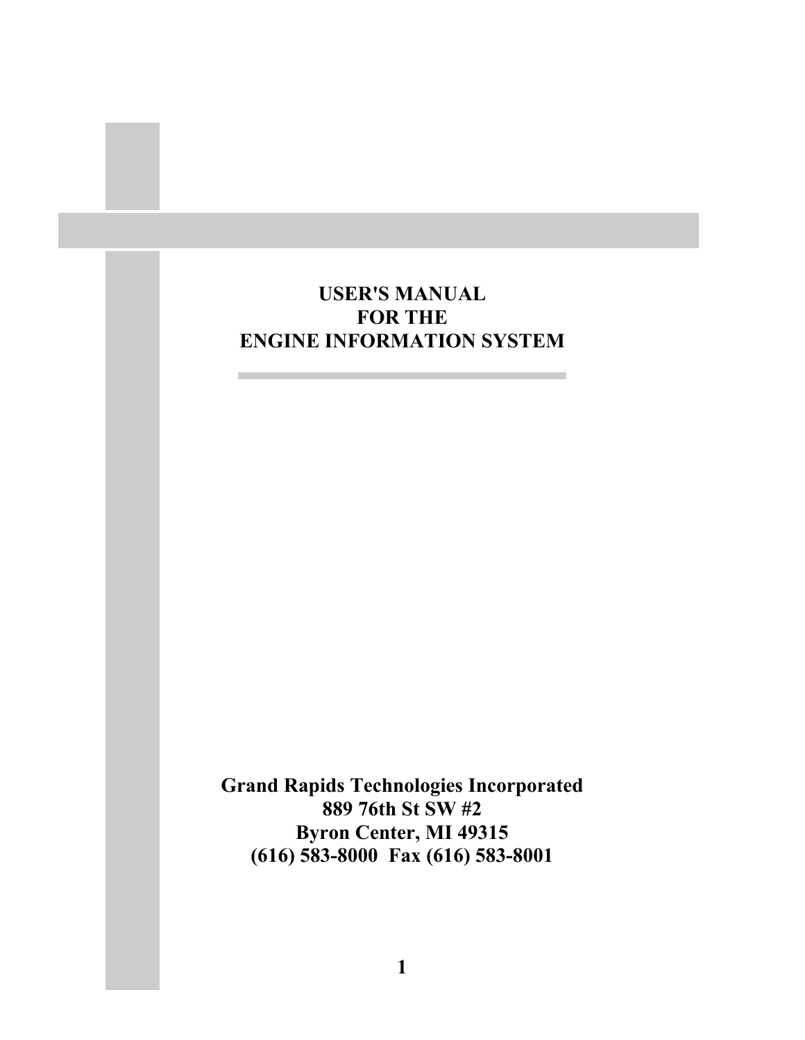# USER'S MANUAL
# FOR THE
# ENGINE INFORMATION SYSTEM

**Grand Rapids Technologies Incorporated**
**889 76th St SW #2**
**Byron Center, MI 49315**
**(616) 583-8000 Fax (616) 583-8001**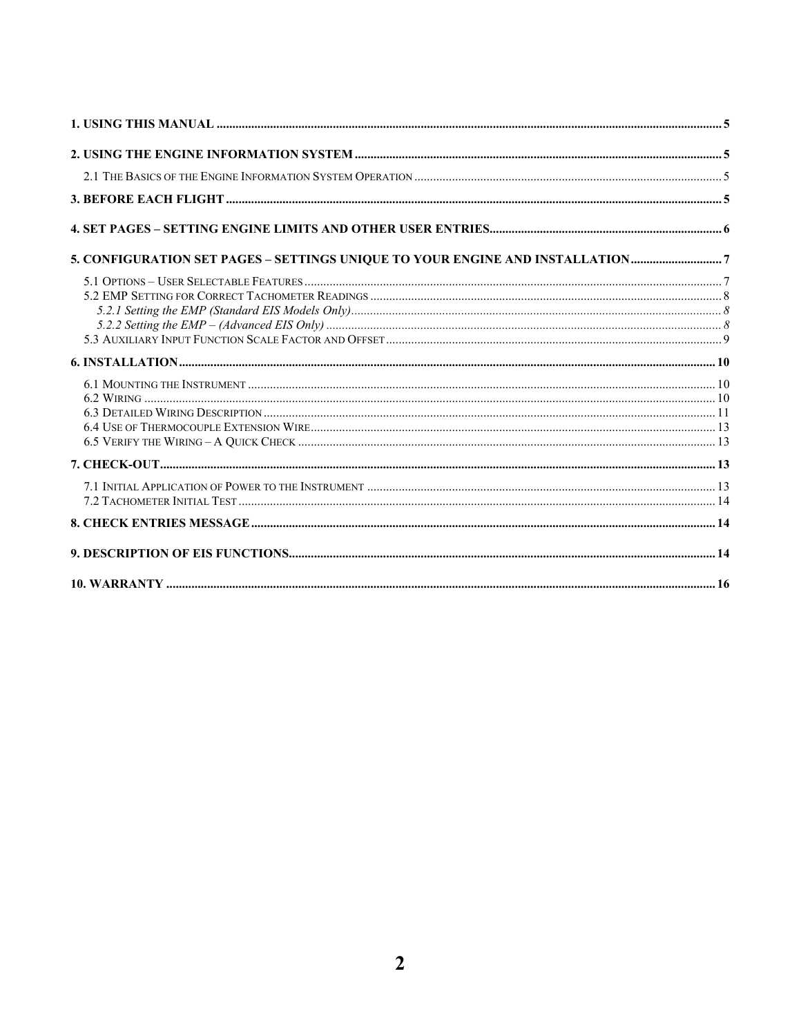1. USING THIS MANUAL ..... 5

2. USING THE ENGINE INFORMATION SYSTEM ..... 5

- 2.1 THE BASICS OF THE ENGINE INFORMATION SYSTEM OPERATION ..... 5

3. BEFORE EACH FLIGHT ..... 5

4. SET PAGES – SETTING ENGINE LIMITS AND OTHER USER ENTRIES ..... 6

5. CONFIGURATION SET PAGES – SETTINGS UNIQUE TO YOUR ENGINE AND INSTALLATION ..... 7

- 5.1 OPTIONS – USER SELECTABLE FEATURES ..... 7
- 5.2 EMP SETTING FOR CORRECT TACHOMETER READINGS ..... 8
  - *5.2.1 Setting the EMP (Standard EIS Models Only)* ..... 8
  - *5.2.2 Setting the EMP – (Advanced EIS Only)* ..... 8
- 5.3 AUXILIARY INPUT FUNCTION SCALE FACTOR AND OFFSET ..... 9

6. INSTALLATION ..... 10

- 6.1 MOUNTING THE INSTRUMENT ..... 10
- 6.2 WIRING ..... 10
- 6.3 DETAILED WIRING DESCRIPTION ..... 11
- 6.4 USE OF THERMOCOUPLE EXTENSION WIRE ..... 13
- 6.5 VERIFY THE WIRING – A QUICK CHECK ..... 13

7. CHECK-OUT ..... 13

- 7.1 INITIAL APPLICATION OF POWER TO THE INSTRUMENT ..... 13
- 7.2 TACHOMETER INITIAL TEST ..... 14

8. CHECK ENTRIES MESSAGE ..... 14

9. DESCRIPTION OF EIS FUNCTIONS ..... 14

10. WARRANTY ..... 16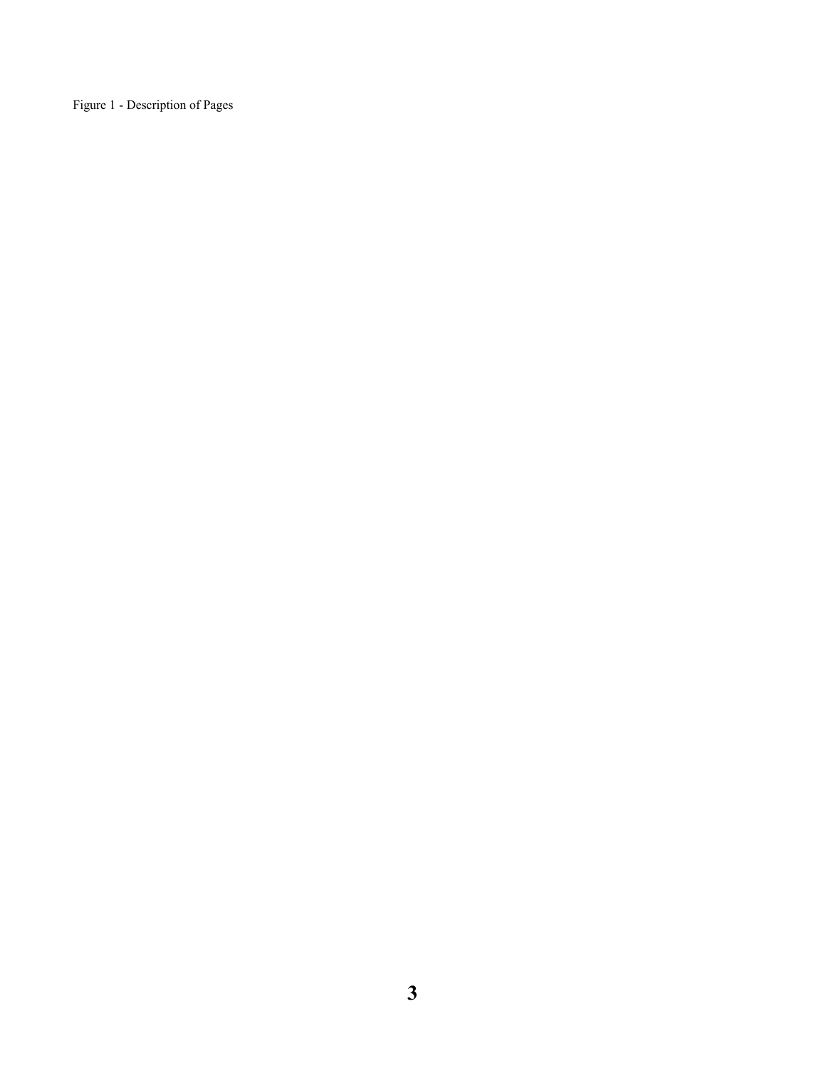Figure 1 - Description of Pages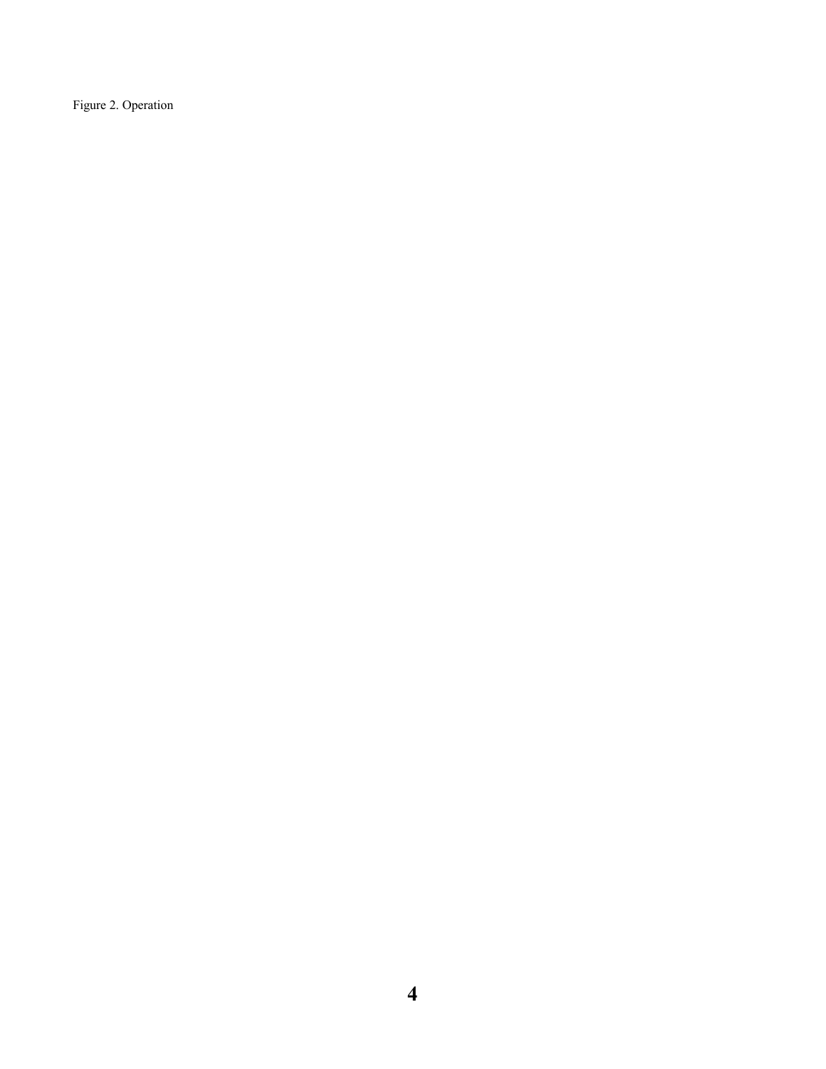Figure 2. Operation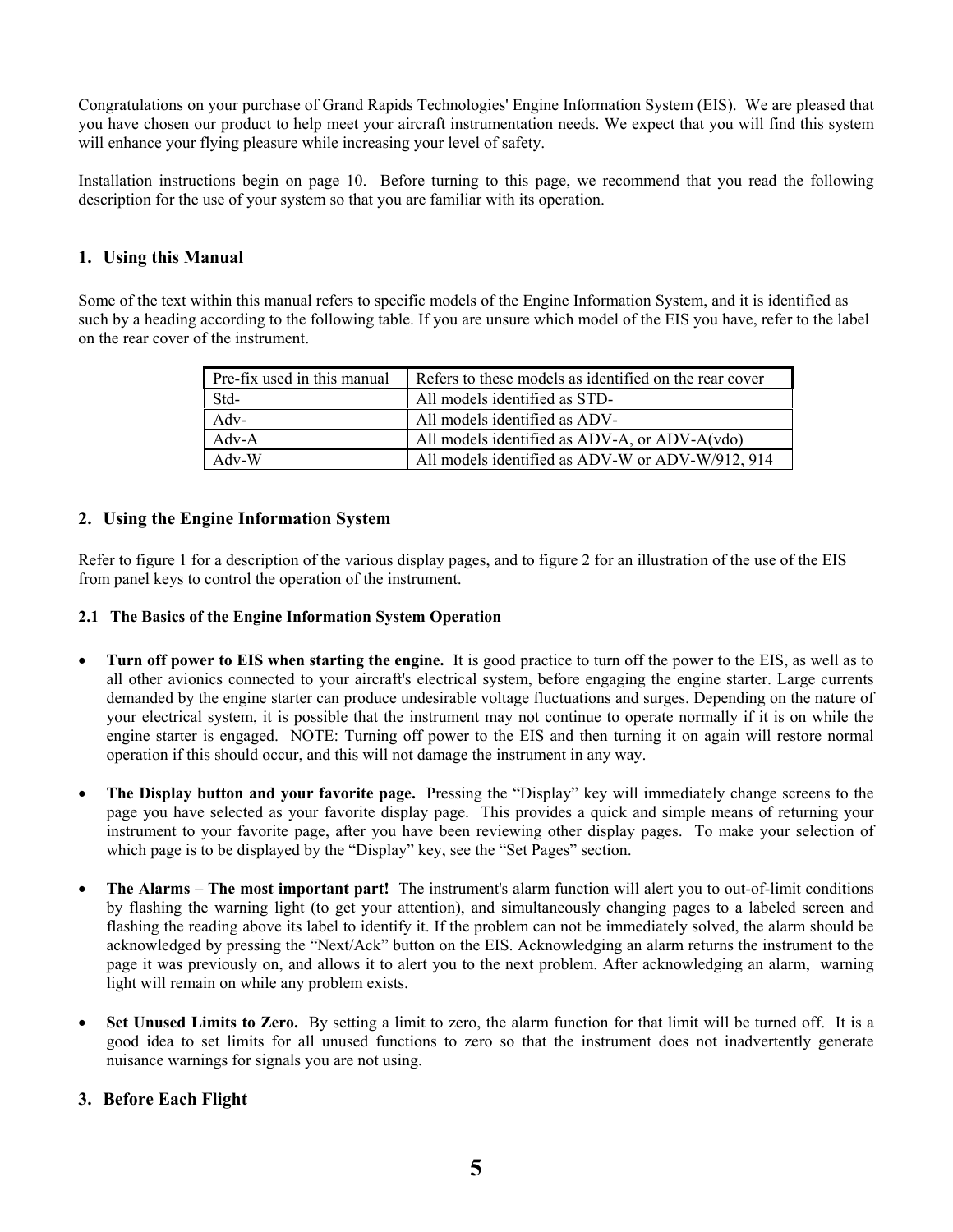Congratulations on your purchase of Grand Rapids Technologies' Engine Information System (EIS). We are pleased that you have chosen our product to help meet your aircraft instrumentation needs. We expect that you will find this system will enhance your flying pleasure while increasing your level of safety.

Installation instructions begin on page 10. Before turning to this page, we recommend that you read the following description for the use of your system so that you are familiar with its operation.

## 1. Using this Manual

Some of the text within this manual refers to specific models of the Engine Information System, and it is identified as such by a heading according to the following table. If you are unsure which model of the EIS you have, refer to the label on the rear cover of the instrument.

| Pre-fix used in this manual | Refers to these models as identified on the rear cover |
|---|---|
| Std- | All models identified as STD- |
| Adv- | All models identified as ADV- |
| Adv-A | All models identified as ADV-A, or ADV-A(vdo) |
| Adv-W | All models identified as ADV-W or ADV-W/912, 914 |

## 2. Using the Engine Information System

Refer to figure 1 for a description of the various display pages, and to figure 2 for an illustration of the use of the EIS from panel keys to control the operation of the instrument.

### 2.1 The Basics of the Engine Information System Operation

- **Turn off power to EIS when starting the engine.** It is good practice to turn off the power to the EIS, as well as to all other avionics connected to your aircraft's electrical system, before engaging the engine starter. Large currents demanded by the engine starter can produce undesirable voltage fluctuations and surges. Depending on the nature of your electrical system, it is possible that the instrument may not continue to operate normally if it is on while the engine starter is engaged. NOTE: Turning off power to the EIS and then turning it on again will restore normal operation if this should occur, and this will not damage the instrument in any way.

- **The Display button and your favorite page.** Pressing the "Display" key will immediately change screens to the page you have selected as your favorite display page. This provides a quick and simple means of returning your instrument to your favorite page, after you have been reviewing other display pages. To make your selection of which page is to be displayed by the "Display" key, see the "Set Pages" section.

- **The Alarms – The most important part!** The instrument's alarm function will alert you to out-of-limit conditions by flashing the warning light (to get your attention), and simultaneously changing pages to a labeled screen and flashing the reading above its label to identify it. If the problem can not be immediately solved, the alarm should be acknowledged by pressing the "Next/Ack" button on the EIS. Acknowledging an alarm returns the instrument to the page it was previously on, and allows it to alert you to the next problem. After acknowledging an alarm, warning light will remain on while any problem exists.

- **Set Unused Limits to Zero.** By setting a limit to zero, the alarm function for that limit will be turned off. It is a good idea to set limits for all unused functions to zero so that the instrument does not inadvertently generate nuisance warnings for signals you are not using.

## 3. Before Each Flight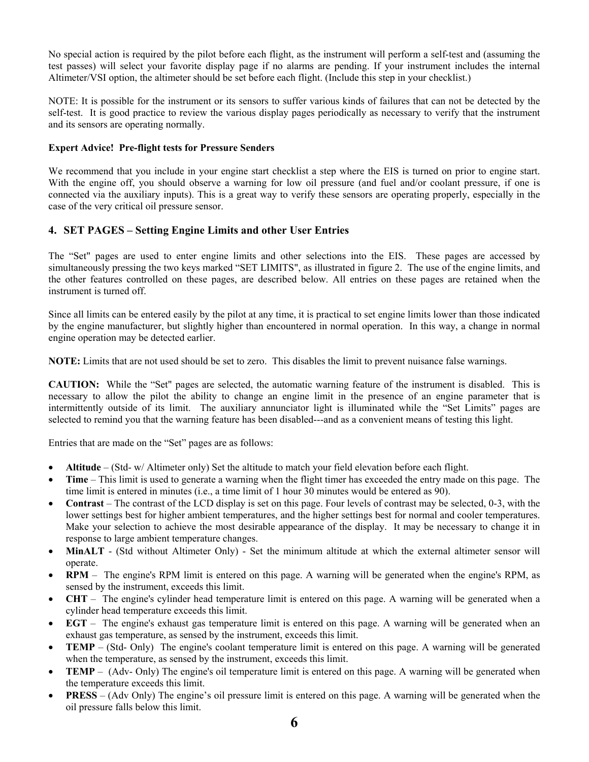No special action is required by the pilot before each flight, as the instrument will perform a self-test and (assuming the test passes) will select your favorite display page if no alarms are pending. If your instrument includes the internal Altimeter/VSI option, the altimeter should be set before each flight. (Include this step in your checklist.)

NOTE: It is possible for the instrument or its sensors to suffer various kinds of failures that can not be detected by the self-test. It is good practice to review the various display pages periodically as necessary to verify that the instrument and its sensors are operating normally.

**Expert Advice! Pre-flight tests for Pressure Senders**

We recommend that you include in your engine start checklist a step where the EIS is turned on prior to engine start. With the engine off, you should observe a warning for low oil pressure (and fuel and/or coolant pressure, if one is connected via the auxiliary inputs). This is a great way to verify these sensors are operating properly, especially in the case of the very critical oil pressure sensor.

## 4. SET PAGES – Setting Engine Limits and other User Entries

The "Set" pages are used to enter engine limits and other selections into the EIS. These pages are accessed by simultaneously pressing the two keys marked "SET LIMITS", as illustrated in figure 2. The use of the engine limits, and the other features controlled on these pages, are described below. All entries on these pages are retained when the instrument is turned off.

Since all limits can be entered easily by the pilot at any time, it is practical to set engine limits lower than those indicated by the engine manufacturer, but slightly higher than encountered in normal operation. In this way, a change in normal engine operation may be detected earlier.

**NOTE:** Limits that are not used should be set to zero. This disables the limit to prevent nuisance false warnings.

**CAUTION:** While the "Set" pages are selected, the automatic warning feature of the instrument is disabled. This is necessary to allow the pilot the ability to change an engine limit in the presence of an engine parameter that is intermittently outside of its limit. The auxiliary annunciator light is illuminated while the "Set Limits" pages are selected to remind you that the warning feature has been disabled---and as a convenient means of testing this light.

Entries that are made on the "Set" pages are as follows:

- **Altitude** – (Std- w/ Altimeter only) Set the altitude to match your field elevation before each flight.
- **Time** – This limit is used to generate a warning when the flight timer has exceeded the entry made on this page. The time limit is entered in minutes (i.e., a time limit of 1 hour 30 minutes would be entered as 90).
- **Contrast** – The contrast of the LCD display is set on this page. Four levels of contrast may be selected, 0-3, with the lower settings best for higher ambient temperatures, and the higher settings best for normal and cooler temperatures. Make your selection to achieve the most desirable appearance of the display. It may be necessary to change it in response to large ambient temperature changes.
- **MinALT** - (Std without Altimeter Only) - Set the minimum altitude at which the external altimeter sensor will operate.
- **RPM** – The engine's RPM limit is entered on this page. A warning will be generated when the engine's RPM, as sensed by the instrument, exceeds this limit.
- **CHT** – The engine's cylinder head temperature limit is entered on this page. A warning will be generated when a cylinder head temperature exceeds this limit.
- **EGT** – The engine's exhaust gas temperature limit is entered on this page. A warning will be generated when an exhaust gas temperature, as sensed by the instrument, exceeds this limit.
- **TEMP** – (Std- Only) The engine's coolant temperature limit is entered on this page. A warning will be generated when the temperature, as sensed by the instrument, exceeds this limit.
- **TEMP** – (Adv- Only) The engine's oil temperature limit is entered on this page. A warning will be generated when the temperature exceeds this limit.
- **PRESS** – (Adv Only) The engine's oil pressure limit is entered on this page. A warning will be generated when the oil pressure falls below this limit.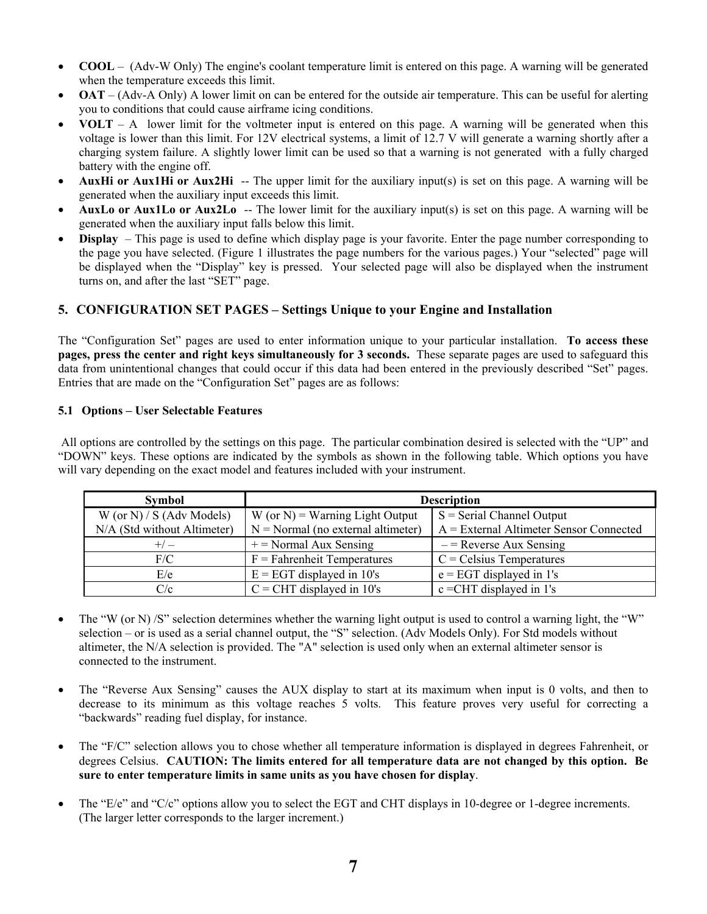- **COOL** – (Adv-W Only) The engine's coolant temperature limit is entered on this page. A warning will be generated when the temperature exceeds this limit.
- **OAT** – (Adv-A Only) A lower limit on can be entered for the outside air temperature. This can be useful for alerting you to conditions that could cause airframe icing conditions.
- **VOLT** – A lower limit for the voltmeter input is entered on this page. A warning will be generated when this voltage is lower than this limit. For 12V electrical systems, a limit of 12.7 V will generate a warning shortly after a charging system failure. A slightly lower limit can be used so that a warning is not generated with a fully charged battery with the engine off.
- **AuxHi or Aux1Hi or Aux2Hi** -- The upper limit for the auxiliary input(s) is set on this page. A warning will be generated when the auxiliary input exceeds this limit.
- **AuxLo or Aux1Lo or Aux2Lo** -- The lower limit for the auxiliary input(s) is set on this page. A warning will be generated when the auxiliary input falls below this limit.
- **Display** – This page is used to define which display page is your favorite. Enter the page number corresponding to the page you have selected. (Figure 1 illustrates the page numbers for the various pages.) Your "selected" page will be displayed when the "Display" key is pressed. Your selected page will also be displayed when the instrument turns on, and after the last "SET" page.

## 5. CONFIGURATION SET PAGES – Settings Unique to your Engine and Installation

The "Configuration Set" pages are used to enter information unique to your particular installation. **To access these pages, press the center and right keys simultaneously for 3 seconds.** These separate pages are used to safeguard this data from unintentional changes that could occur if this data had been entered in the previously described "Set" pages. Entries that are made on the "Configuration Set" pages are as follows:

### 5.1 Options – User Selectable Features

All options are controlled by the settings on this page. The particular combination desired is selected with the "UP" and "DOWN" keys. These options are indicated by the symbols as shown in the following table. Which options you have will vary depending on the exact model and features included with your instrument.

| Symbol | Description | |
|---|---|---|
| W (or N) / S (Adv Models)<br>N/A (Std without Altimeter) | W (or N) = Warning Light Output<br>N = Normal (no external altimeter) | S = Serial Channel Output<br>A = External Altimeter Sensor Connected |
| +/ – | + = Normal Aux Sensing | – = Reverse Aux Sensing |
| F/C | F = Fahrenheit Temperatures | C = Celsius Temperatures |
| E/e | E = EGT displayed in 10's | e = EGT displayed in 1's |
| C/c | C = CHT displayed in 10's | c =CHT displayed in 1's |

- The "W (or N) /S" selection determines whether the warning light output is used to control a warning light, the "W" selection – or is used as a serial channel output, the "S" selection. (Adv Models Only). For Std models without altimeter, the N/A selection is provided. The "A" selection is used only when an external altimeter sensor is connected to the instrument.

- The "Reverse Aux Sensing" causes the AUX display to start at its maximum when input is 0 volts, and then to decrease to its minimum as this voltage reaches 5 volts. This feature proves very useful for correcting a "backwards" reading fuel display, for instance.

- The "F/C" selection allows you to chose whether all temperature information is displayed in degrees Fahrenheit, or degrees Celsius. **CAUTION: The limits entered for all temperature data are not changed by this option. Be sure to enter temperature limits in same units as you have chosen for display**.

- The "E/e" and "C/c" options allow you to select the EGT and CHT displays in 10-degree or 1-degree increments. (The larger letter corresponds to the larger increment.)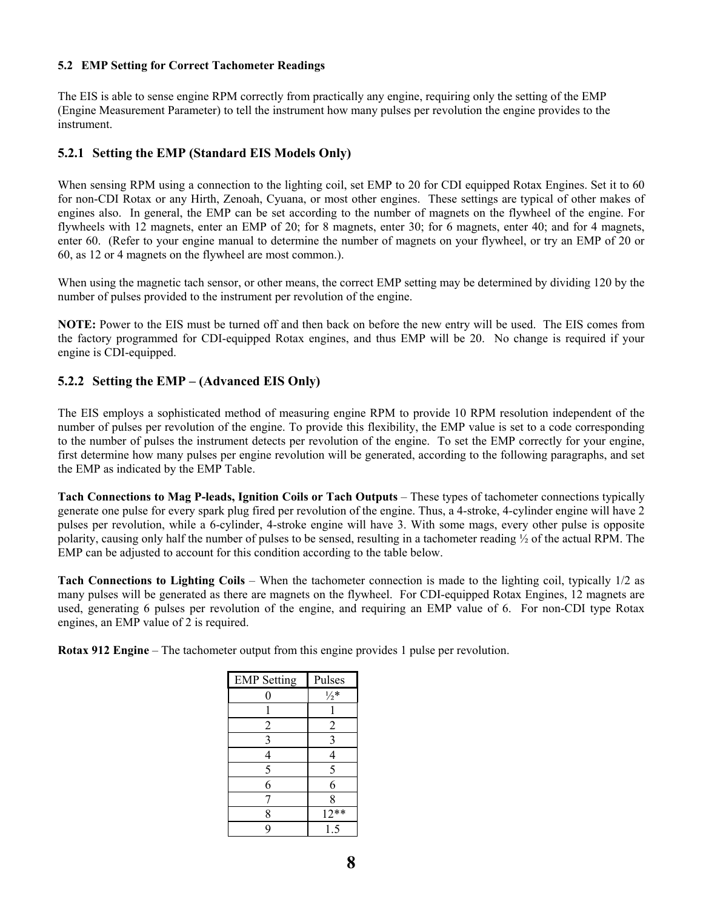### 5.2 EMP Setting for Correct Tachometer Readings

The EIS is able to sense engine RPM correctly from practically any engine, requiring only the setting of the EMP (Engine Measurement Parameter) to tell the instrument how many pulses per revolution the engine provides to the instrument.

### 5.2.1 Setting the EMP (Standard EIS Models Only)

When sensing RPM using a connection to the lighting coil, set EMP to 20 for CDI equipped Rotax Engines. Set it to 60 for non-CDI Rotax or any Hirth, Zenoah, Cyuana, or most other engines. These settings are typical of other makes of engines also. In general, the EMP can be set according to the number of magnets on the flywheel of the engine. For flywheels with 12 magnets, enter an EMP of 20; for 8 magnets, enter 30; for 6 magnets, enter 40; and for 4 magnets, enter 60. (Refer to your engine manual to determine the number of magnets on your flywheel, or try an EMP of 20 or 60, as 12 or 4 magnets on the flywheel are most common.).

When using the magnetic tach sensor, or other means, the correct EMP setting may be determined by dividing 120 by the number of pulses provided to the instrument per revolution of the engine.

**NOTE:** Power to the EIS must be turned off and then back on before the new entry will be used. The EIS comes from the factory programmed for CDI-equipped Rotax engines, and thus EMP will be 20. No change is required if your engine is CDI-equipped.

### 5.2.2 Setting the EMP – (Advanced EIS Only)

The EIS employs a sophisticated method of measuring engine RPM to provide 10 RPM resolution independent of the number of pulses per revolution of the engine. To provide this flexibility, the EMP value is set to a code corresponding to the number of pulses the instrument detects per revolution of the engine. To set the EMP correctly for your engine, first determine how many pulses per engine revolution will be generated, according to the following paragraphs, and set the EMP as indicated by the EMP Table.

**Tach Connections to Mag P-leads, Ignition Coils or Tach Outputs** – These types of tachometer connections typically generate one pulse for every spark plug fired per revolution of the engine. Thus, a 4-stroke, 4-cylinder engine will have 2 pulses per revolution, while a 6-cylinder, 4-stroke engine will have 3. With some mags, every other pulse is opposite polarity, causing only half the number of pulses to be sensed, resulting in a tachometer reading ½ of the actual RPM. The EMP can be adjusted to account for this condition according to the table below.

**Tach Connections to Lighting Coils** – When the tachometer connection is made to the lighting coil, typically 1/2 as many pulses will be generated as there are magnets on the flywheel. For CDI-equipped Rotax Engines, 12 magnets are used, generating 6 pulses per revolution of the engine, and requiring an EMP value of 6. For non-CDI type Rotax engines, an EMP value of 2 is required.

**Rotax 912 Engine** – The tachometer output from this engine provides 1 pulse per revolution.

| EMP Setting | Pulses |
|---|---|
| 0 | ½* |
| 1 | 1 |
| 2 | 2 |
| 3 | 3 |
| 4 | 4 |
| 5 | 5 |
| 6 | 6 |
| 7 | 8 |
| 8 | 12** |
| 9 | 1.5 |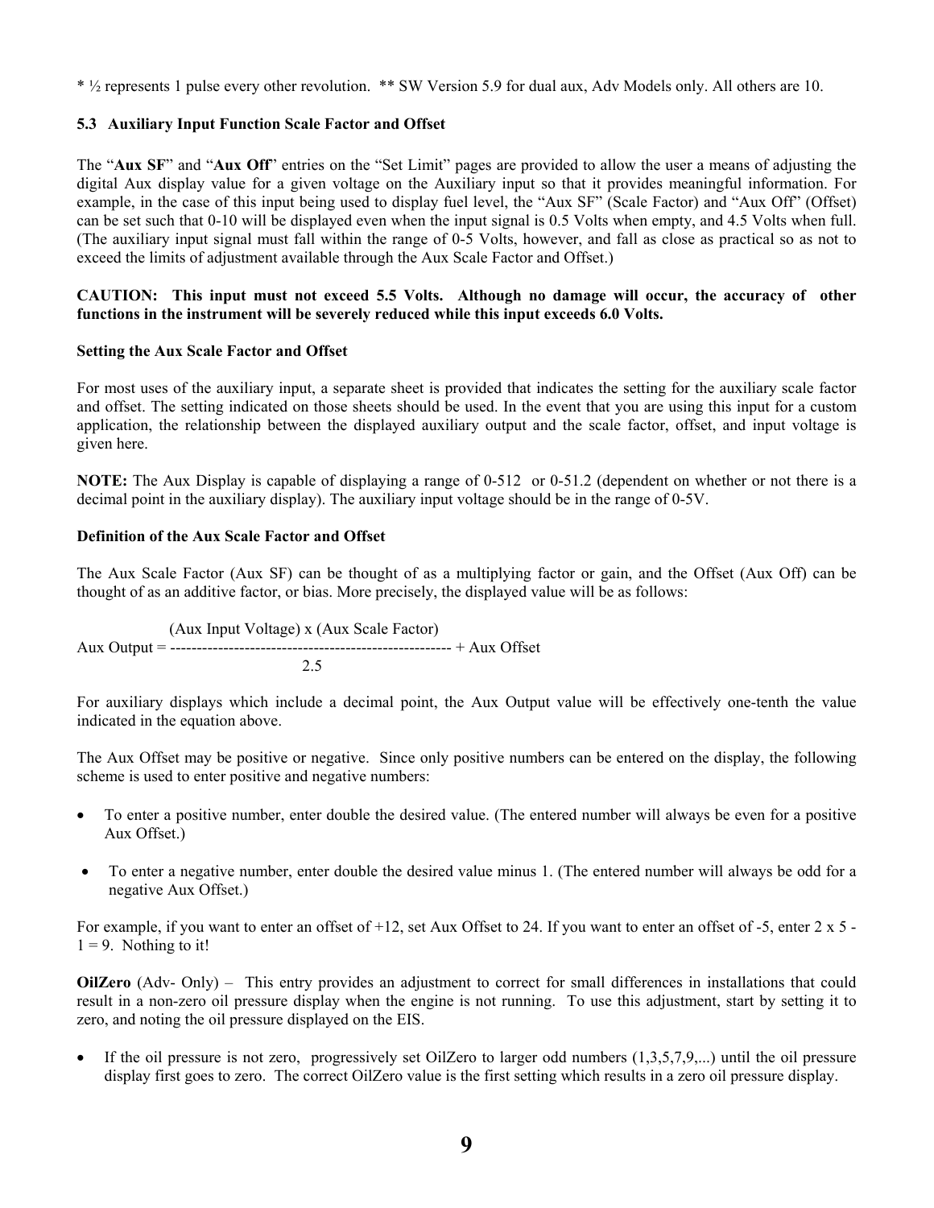* ½ represents 1 pulse every other revolution. ** SW Version 5.9 for dual aux, Adv Models only. All others are 10.

### 5.3 Auxiliary Input Function Scale Factor and Offset

The "**Aux SF**" and "**Aux Off**" entries on the "Set Limit" pages are provided to allow the user a means of adjusting the digital Aux display value for a given voltage on the Auxiliary input so that it provides meaningful information. For example, in the case of this input being used to display fuel level, the "Aux SF" (Scale Factor) and "Aux Off" (Offset) can be set such that 0-10 will be displayed even when the input signal is 0.5 Volts when empty, and 4.5 Volts when full. (The auxiliary input signal must fall within the range of 0-5 Volts, however, and fall as close as practical so as not to exceed the limits of adjustment available through the Aux Scale Factor and Offset.)

**CAUTION: This input must not exceed 5.5 Volts. Although no damage will occur, the accuracy of other functions in the instrument will be severely reduced while this input exceeds 6.0 Volts.**

**Setting the Aux Scale Factor and Offset**

For most uses of the auxiliary input, a separate sheet is provided that indicates the setting for the auxiliary scale factor and offset. The setting indicated on those sheets should be used. In the event that you are using this input for a custom application, the relationship between the displayed auxiliary output and the scale factor, offset, and input voltage is given here.

**NOTE:** The Aux Display is capable of displaying a range of 0-512 or 0-51.2 (dependent on whether or not there is a decimal point in the auxiliary display). The auxiliary input voltage should be in the range of 0-5V.

**Definition of the Aux Scale Factor and Offset**

The Aux Scale Factor (Aux SF) can be thought of as a multiplying factor or gain, and the Offset (Aux Off) can be thought of as an additive factor, or bias. More precisely, the displayed value will be as follows:

$$\text{Aux Output} = \frac{(\text{Aux Input Voltage}) \times (\text{Aux Scale Factor})}{2.5} + \text{Aux Offset}$$

For auxiliary displays which include a decimal point, the Aux Output value will be effectively one-tenth the value indicated in the equation above.

The Aux Offset may be positive or negative. Since only positive numbers can be entered on the display, the following scheme is used to enter positive and negative numbers:

- To enter a positive number, enter double the desired value. (The entered number will always be even for a positive Aux Offset.)
- To enter a negative number, enter double the desired value minus 1. (The entered number will always be odd for a negative Aux Offset.)

For example, if you want to enter an offset of +12, set Aux Offset to 24. If you want to enter an offset of -5, enter 2 x 5 - 1 = 9. Nothing to it!

**OilZero** (Adv- Only) – This entry provides an adjustment to correct for small differences in installations that could result in a non-zero oil pressure display when the engine is not running. To use this adjustment, start by setting it to zero, and noting the oil pressure displayed on the EIS.

- If the oil pressure is not zero, progressively set OilZero to larger odd numbers (1,3,5,7,9,...) until the oil pressure display first goes to zero. The correct OilZero value is the first setting which results in a zero oil pressure display.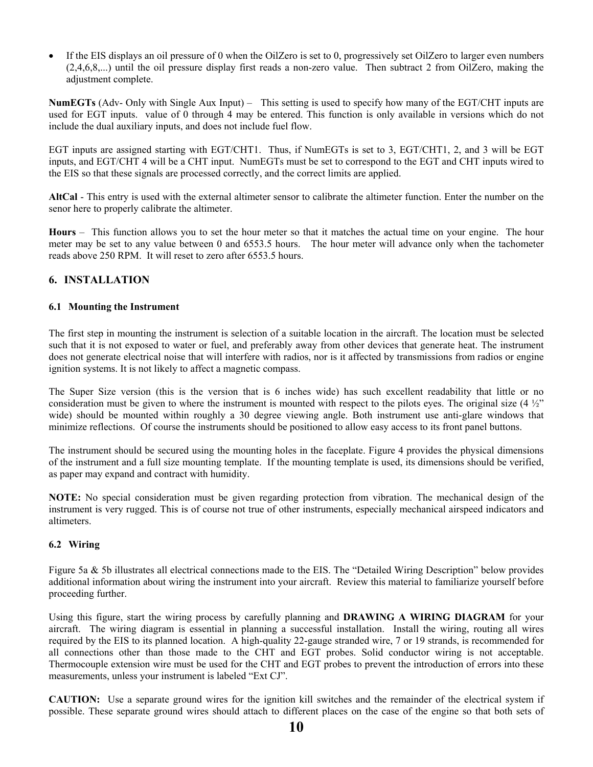- If the EIS displays an oil pressure of 0 when the OilZero is set to 0, progressively set OilZero to larger even numbers (2,4,6,8,...) until the oil pressure display first reads a non-zero value. Then subtract 2 from OilZero, making the adjustment complete.

**NumEGTs** (Adv- Only with Single Aux Input) – This setting is used to specify how many of the EGT/CHT inputs are used for EGT inputs. value of 0 through 4 may be entered. This function is only available in versions which do not include the dual auxiliary inputs, and does not include fuel flow.

EGT inputs are assigned starting with EGT/CHT1. Thus, if NumEGTs is set to 3, EGT/CHT1, 2, and 3 will be EGT inputs, and EGT/CHT 4 will be a CHT input. NumEGTs must be set to correspond to the EGT and CHT inputs wired to the EIS so that these signals are processed correctly, and the correct limits are applied.

**AltCal** - This entry is used with the external altimeter sensor to calibrate the altimeter function. Enter the number on the senor here to properly calibrate the altimeter.

**Hours** – This function allows you to set the hour meter so that it matches the actual time on your engine. The hour meter may be set to any value between 0 and 6553.5 hours. The hour meter will advance only when the tachometer reads above 250 RPM. It will reset to zero after 6553.5 hours.

## 6. INSTALLATION

### 6.1 Mounting the Instrument

The first step in mounting the instrument is selection of a suitable location in the aircraft. The location must be selected such that it is not exposed to water or fuel, and preferably away from other devices that generate heat. The instrument does not generate electrical noise that will interfere with radios, nor is it affected by transmissions from radios or engine ignition systems. It is not likely to affect a magnetic compass.

The Super Size version (this is the version that is 6 inches wide) has such excellent readability that little or no consideration must be given to where the instrument is mounted with respect to the pilots eyes. The original size (4 ½" wide) should be mounted within roughly a 30 degree viewing angle. Both instrument use anti-glare windows that minimize reflections. Of course the instruments should be positioned to allow easy access to its front panel buttons.

The instrument should be secured using the mounting holes in the faceplate. Figure 4 provides the physical dimensions of the instrument and a full size mounting template. If the mounting template is used, its dimensions should be verified, as paper may expand and contract with humidity.

**NOTE:** No special consideration must be given regarding protection from vibration. The mechanical design of the instrument is very rugged. This is of course not true of other instruments, especially mechanical airspeed indicators and altimeters.

### 6.2 Wiring

Figure 5a & 5b illustrates all electrical connections made to the EIS. The "Detailed Wiring Description" below provides additional information about wiring the instrument into your aircraft. Review this material to familiarize yourself before proceeding further.

Using this figure, start the wiring process by carefully planning and **DRAWING A WIRING DIAGRAM** for your aircraft. The wiring diagram is essential in planning a successful installation. Install the wiring, routing all wires required by the EIS to its planned location. A high-quality 22-gauge stranded wire, 7 or 19 strands, is recommended for all connections other than those made to the CHT and EGT probes. Solid conductor wiring is not acceptable. Thermocouple extension wire must be used for the CHT and EGT probes to prevent the introduction of errors into these measurements, unless your instrument is labeled "Ext CJ".

**CAUTION:** Use a separate ground wires for the ignition kill switches and the remainder of the electrical system if possible. These separate ground wires should attach to different places on the case of the engine so that both sets of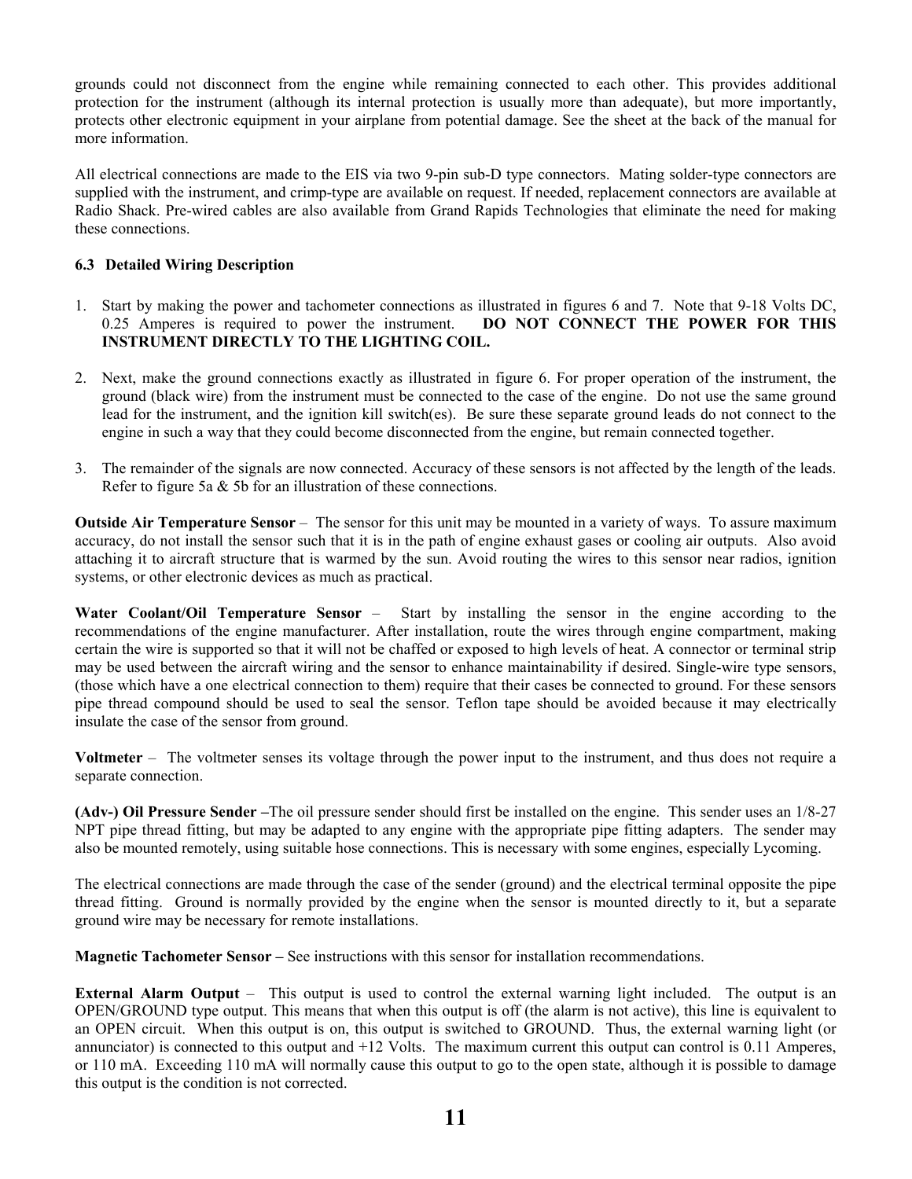grounds could not disconnect from the engine while remaining connected to each other. This provides additional protection for the instrument (although its internal protection is usually more than adequate), but more importantly, protects other electronic equipment in your airplane from potential damage. See the sheet at the back of the manual for more information.

All electrical connections are made to the EIS via two 9-pin sub-D type connectors. Mating solder-type connectors are supplied with the instrument, and crimp-type are available on request. If needed, replacement connectors are available at Radio Shack. Pre-wired cables are also available from Grand Rapids Technologies that eliminate the need for making these connections.

### 6.3 Detailed Wiring Description

1. Start by making the power and tachometer connections as illustrated in figures 6 and 7. Note that 9-18 Volts DC, 0.25 Amperes is required to power the instrument. **DO NOT CONNECT THE POWER FOR THIS INSTRUMENT DIRECTLY TO THE LIGHTING COIL.**

2. Next, make the ground connections exactly as illustrated in figure 6. For proper operation of the instrument, the ground (black wire) from the instrument must be connected to the case of the engine. Do not use the same ground lead for the instrument, and the ignition kill switch(es). Be sure these separate ground leads do not connect to the engine in such a way that they could become disconnected from the engine, but remain connected together.

3. The remainder of the signals are now connected. Accuracy of these sensors is not affected by the length of the leads. Refer to figure 5a & 5b for an illustration of these connections.

**Outside Air Temperature Sensor** – The sensor for this unit may be mounted in a variety of ways. To assure maximum accuracy, do not install the sensor such that it is in the path of engine exhaust gases or cooling air outputs. Also avoid attaching it to aircraft structure that is warmed by the sun. Avoid routing the wires to this sensor near radios, ignition systems, or other electronic devices as much as practical.

**Water Coolant/Oil Temperature Sensor** – Start by installing the sensor in the engine according to the recommendations of the engine manufacturer. After installation, route the wires through engine compartment, making certain the wire is supported so that it will not be chaffed or exposed to high levels of heat. A connector or terminal strip may be used between the aircraft wiring and the sensor to enhance maintainability if desired. Single-wire type sensors, (those which have a one electrical connection to them) require that their cases be connected to ground. For these sensors pipe thread compound should be used to seal the sensor. Teflon tape should be avoided because it may electrically insulate the case of the sensor from ground.

**Voltmeter** – The voltmeter senses its voltage through the power input to the instrument, and thus does not require a separate connection.

**(Adv-) Oil Pressure Sender –** The oil pressure sender should first be installed on the engine. This sender uses an 1/8-27 NPT pipe thread fitting, but may be adapted to any engine with the appropriate pipe fitting adapters. The sender may also be mounted remotely, using suitable hose connections. This is necessary with some engines, especially Lycoming.

The electrical connections are made through the case of the sender (ground) and the electrical terminal opposite the pipe thread fitting. Ground is normally provided by the engine when the sensor is mounted directly to it, but a separate ground wire may be necessary for remote installations.

**Magnetic Tachometer Sensor –** See instructions with this sensor for installation recommendations.

**External Alarm Output** – This output is used to control the external warning light included. The output is an OPEN/GROUND type output. This means that when this output is off (the alarm is not active), this line is equivalent to an OPEN circuit. When this output is on, this output is switched to GROUND. Thus, the external warning light (or annunciator) is connected to this output and +12 Volts. The maximum current this output can control is 0.11 Amperes, or 110 mA. Exceeding 110 mA will normally cause this output to go to the open state, although it is possible to damage this output is the condition is not corrected.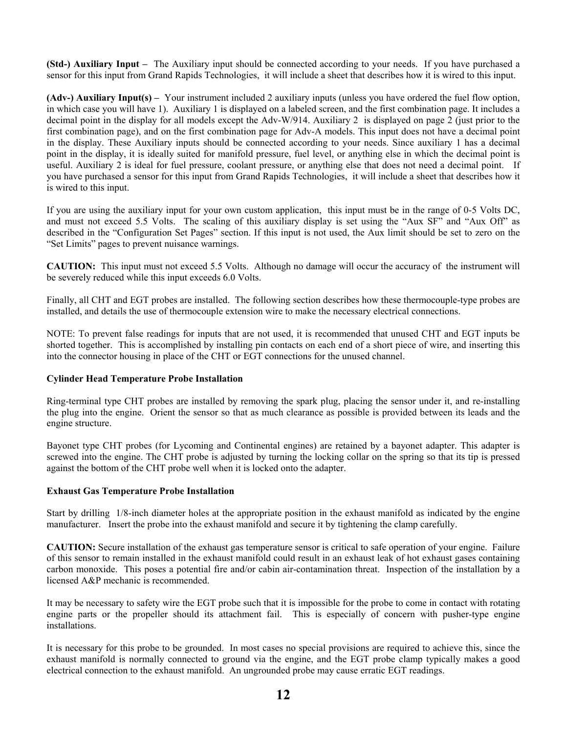**(Std-) Auxiliary Input –** The Auxiliary input should be connected according to your needs. If you have purchased a sensor for this input from Grand Rapids Technologies, it will include a sheet that describes how it is wired to this input.

**(Adv-) Auxiliary Input(s) –** Your instrument included 2 auxiliary inputs (unless you have ordered the fuel flow option, in which case you will have 1). Auxiliary 1 is displayed on a labeled screen, and the first combination page. It includes a decimal point in the display for all models except the Adv-W/914. Auxiliary 2 is displayed on page 2 (just prior to the first combination page), and on the first combination page for Adv-A models. This input does not have a decimal point in the display. These Auxiliary inputs should be connected according to your needs. Since auxiliary 1 has a decimal point in the display, it is ideally suited for manifold pressure, fuel level, or anything else in which the decimal point is useful. Auxiliary 2 is ideal for fuel pressure, coolant pressure, or anything else that does not need a decimal point. If you have purchased a sensor for this input from Grand Rapids Technologies, it will include a sheet that describes how it is wired to this input.

If you are using the auxiliary input for your own custom application, this input must be in the range of 0-5 Volts DC, and must not exceed 5.5 Volts. The scaling of this auxiliary display is set using the "Aux SF" and "Aux Off" as described in the "Configuration Set Pages" section. If this input is not used, the Aux limit should be set to zero on the "Set Limits" pages to prevent nuisance warnings.

**CAUTION:** This input must not exceed 5.5 Volts. Although no damage will occur the accuracy of the instrument will be severely reduced while this input exceeds 6.0 Volts.

Finally, all CHT and EGT probes are installed. The following section describes how these thermocouple-type probes are installed, and details the use of thermocouple extension wire to make the necessary electrical connections.

NOTE: To prevent false readings for inputs that are not used, it is recommended that unused CHT and EGT inputs be shorted together. This is accomplished by installing pin contacts on each end of a short piece of wire, and inserting this into the connector housing in place of the CHT or EGT connections for the unused channel.

### Cylinder Head Temperature Probe Installation

Ring-terminal type CHT probes are installed by removing the spark plug, placing the sensor under it, and re-installing the plug into the engine. Orient the sensor so that as much clearance as possible is provided between its leads and the engine structure.

Bayonet type CHT probes (for Lycoming and Continental engines) are retained by a bayonet adapter. This adapter is screwed into the engine. The CHT probe is adjusted by turning the locking collar on the spring so that its tip is pressed against the bottom of the CHT probe well when it is locked onto the adapter.

### Exhaust Gas Temperature Probe Installation

Start by drilling 1/8-inch diameter holes at the appropriate position in the exhaust manifold as indicated by the engine manufacturer. Insert the probe into the exhaust manifold and secure it by tightening the clamp carefully.

**CAUTION:** Secure installation of the exhaust gas temperature sensor is critical to safe operation of your engine. Failure of this sensor to remain installed in the exhaust manifold could result in an exhaust leak of hot exhaust gases containing carbon monoxide. This poses a potential fire and/or cabin air-contamination threat. Inspection of the installation by a licensed A&P mechanic is recommended.

It may be necessary to safety wire the EGT probe such that it is impossible for the probe to come in contact with rotating engine parts or the propeller should its attachment fail. This is especially of concern with pusher-type engine installations.

It is necessary for this probe to be grounded. In most cases no special provisions are required to achieve this, since the exhaust manifold is normally connected to ground via the engine, and the EGT probe clamp typically makes a good electrical connection to the exhaust manifold. An ungrounded probe may cause erratic EGT readings.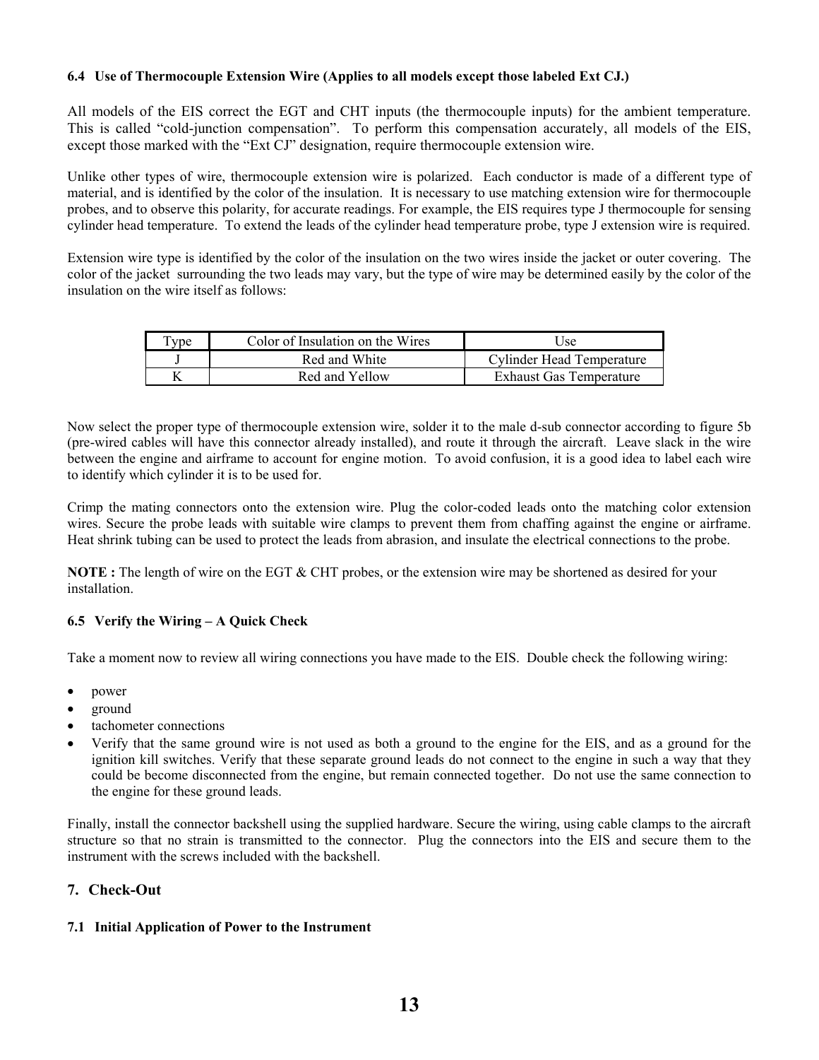### 6.4 Use of Thermocouple Extension Wire (Applies to all models except those labeled Ext CJ.)

All models of the EIS correct the EGT and CHT inputs (the thermocouple inputs) for the ambient temperature. This is called "cold-junction compensation". To perform this compensation accurately, all models of the EIS, except those marked with the "Ext CJ" designation, require thermocouple extension wire.

Unlike other types of wire, thermocouple extension wire is polarized. Each conductor is made of a different type of material, and is identified by the color of the insulation. It is necessary to use matching extension wire for thermocouple probes, and to observe this polarity, for accurate readings. For example, the EIS requires type J thermocouple for sensing cylinder head temperature. To extend the leads of the cylinder head temperature probe, type J extension wire is required.

Extension wire type is identified by the color of the insulation on the two wires inside the jacket or outer covering. The color of the jacket surrounding the two leads may vary, but the type of wire may be determined easily by the color of the insulation on the wire itself as follows:

| Type | Color of Insulation on the Wires | Use |
|---|---|---|
| J | Red and White | Cylinder Head Temperature |
| K | Red and Yellow | Exhaust Gas Temperature |

Now select the proper type of thermocouple extension wire, solder it to the male d-sub connector according to figure 5b (pre-wired cables will have this connector already installed), and route it through the aircraft. Leave slack in the wire between the engine and airframe to account for engine motion. To avoid confusion, it is a good idea to label each wire to identify which cylinder it is to be used for.

Crimp the mating connectors onto the extension wire. Plug the color-coded leads onto the matching color extension wires. Secure the probe leads with suitable wire clamps to prevent them from chaffing against the engine or airframe. Heat shrink tubing can be used to protect the leads from abrasion, and insulate the electrical connections to the probe.

**NOTE :** The length of wire on the EGT & CHT probes, or the extension wire may be shortened as desired for your installation.

### 6.5 Verify the Wiring – A Quick Check

Take a moment now to review all wiring connections you have made to the EIS. Double check the following wiring:

- power
- ground
- tachometer connections
- Verify that the same ground wire is not used as both a ground to the engine for the EIS, and as a ground for the ignition kill switches. Verify that these separate ground leads do not connect to the engine in such a way that they could be become disconnected from the engine, but remain connected together. Do not use the same connection to the engine for these ground leads.

Finally, install the connector backshell using the supplied hardware. Secure the wiring, using cable clamps to the aircraft structure so that no strain is transmitted to the connector. Plug the connectors into the EIS and secure them to the instrument with the screws included with the backshell.

## 7. Check-Out

### 7.1 Initial Application of Power to the Instrument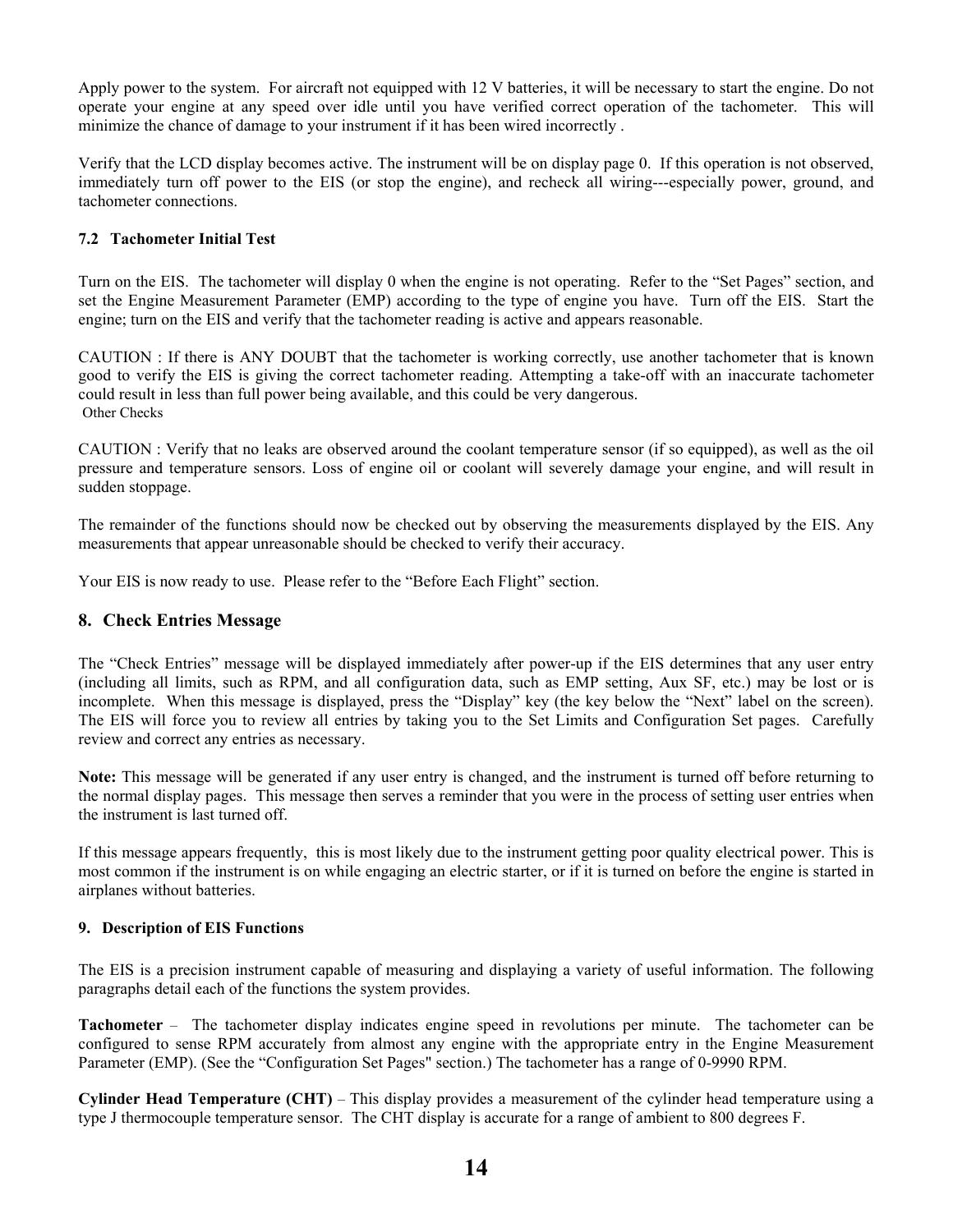Apply power to the system. For aircraft not equipped with 12 V batteries, it will be necessary to start the engine. Do not operate your engine at any speed over idle until you have verified correct operation of the tachometer. This will minimize the chance of damage to your instrument if it has been wired incorrectly .

Verify that the LCD display becomes active. The instrument will be on display page 0. If this operation is not observed, immediately turn off power to the EIS (or stop the engine), and recheck all wiring---especially power, ground, and tachometer connections.

### 7.2 Tachometer Initial Test

Turn on the EIS. The tachometer will display 0 when the engine is not operating. Refer to the "Set Pages" section, and set the Engine Measurement Parameter (EMP) according to the type of engine you have. Turn off the EIS. Start the engine; turn on the EIS and verify that the tachometer reading is active and appears reasonable.

CAUTION : If there is ANY DOUBT that the tachometer is working correctly, use another tachometer that is known good to verify the EIS is giving the correct tachometer reading. Attempting a take-off with an inaccurate tachometer could result in less than full power being available, and this could be very dangerous.

Other Checks

CAUTION : Verify that no leaks are observed around the coolant temperature sensor (if so equipped), as well as the oil pressure and temperature sensors. Loss of engine oil or coolant will severely damage your engine, and will result in sudden stoppage.

The remainder of the functions should now be checked out by observing the measurements displayed by the EIS. Any measurements that appear unreasonable should be checked to verify their accuracy.

Your EIS is now ready to use. Please refer to the "Before Each Flight" section.

## 8. Check Entries Message

The "Check Entries" message will be displayed immediately after power-up if the EIS determines that any user entry (including all limits, such as RPM, and all configuration data, such as EMP setting, Aux SF, etc.) may be lost or is incomplete. When this message is displayed, press the "Display" key (the key below the "Next" label on the screen). The EIS will force you to review all entries by taking you to the Set Limits and Configuration Set pages. Carefully review and correct any entries as necessary.

**Note:** This message will be generated if any user entry is changed, and the instrument is turned off before returning to the normal display pages. This message then serves a reminder that you were in the process of setting user entries when the instrument is last turned off.

If this message appears frequently, this is most likely due to the instrument getting poor quality electrical power. This is most common if the instrument is on while engaging an electric starter, or if it is turned on before the engine is started in airplanes without batteries.

### 9. Description of EIS Functions

The EIS is a precision instrument capable of measuring and displaying a variety of useful information. The following paragraphs detail each of the functions the system provides.

**Tachometer** – The tachometer display indicates engine speed in revolutions per minute. The tachometer can be configured to sense RPM accurately from almost any engine with the appropriate entry in the Engine Measurement Parameter (EMP). (See the "Configuration Set Pages" section.) The tachometer has a range of 0-9990 RPM.

**Cylinder Head Temperature (CHT)** – This display provides a measurement of the cylinder head temperature using a type J thermocouple temperature sensor. The CHT display is accurate for a range of ambient to 800 degrees F.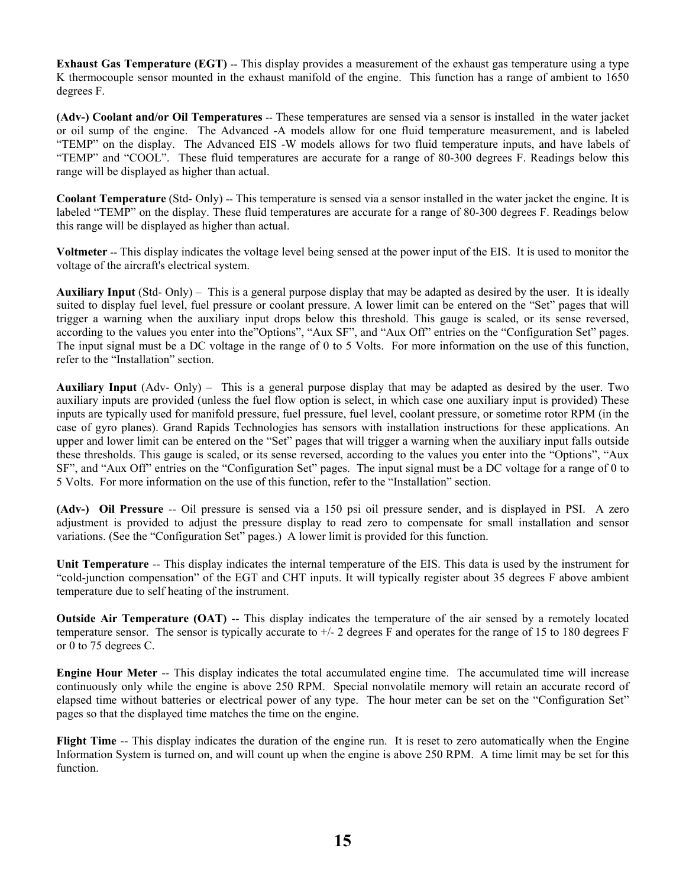**Exhaust Gas Temperature (EGT)** -- This display provides a measurement of the exhaust gas temperature using a type K thermocouple sensor mounted in the exhaust manifold of the engine. This function has a range of ambient to 1650 degrees F.

**(Adv-) Coolant and/or Oil Temperatures** -- These temperatures are sensed via a sensor is installed in the water jacket or oil sump of the engine. The Advanced -A models allow for one fluid temperature measurement, and is labeled "TEMP" on the display. The Advanced EIS -W models allows for two fluid temperature inputs, and have labels of "TEMP" and "COOL". These fluid temperatures are accurate for a range of 80-300 degrees F. Readings below this range will be displayed as higher than actual.

**Coolant Temperature** (Std- Only) -- This temperature is sensed via a sensor installed in the water jacket the engine. It is labeled "TEMP" on the display. These fluid temperatures are accurate for a range of 80-300 degrees F. Readings below this range will be displayed as higher than actual.

**Voltmeter** -- This display indicates the voltage level being sensed at the power input of the EIS. It is used to monitor the voltage of the aircraft's electrical system.

**Auxiliary Input** (Std- Only) – This is a general purpose display that may be adapted as desired by the user. It is ideally suited to display fuel level, fuel pressure or coolant pressure. A lower limit can be entered on the "Set" pages that will trigger a warning when the auxiliary input drops below this threshold. This gauge is scaled, or its sense reversed, according to the values you enter into the"Options", "Aux SF", and "Aux Off" entries on the "Configuration Set" pages. The input signal must be a DC voltage in the range of 0 to 5 Volts. For more information on the use of this function, refer to the "Installation" section.

**Auxiliary Input** (Adv- Only) – This is a general purpose display that may be adapted as desired by the user. Two auxiliary inputs are provided (unless the fuel flow option is select, in which case one auxiliary input is provided) These inputs are typically used for manifold pressure, fuel pressure, fuel level, coolant pressure, or sometime rotor RPM (in the case of gyro planes). Grand Rapids Technologies has sensors with installation instructions for these applications. An upper and lower limit can be entered on the "Set" pages that will trigger a warning when the auxiliary input falls outside these thresholds. This gauge is scaled, or its sense reversed, according to the values you enter into the "Options", "Aux SF", and "Aux Off" entries on the "Configuration Set" pages. The input signal must be a DC voltage for a range of 0 to 5 Volts. For more information on the use of this function, refer to the "Installation" section.

**(Adv-) Oil Pressure** -- Oil pressure is sensed via a 150 psi oil pressure sender, and is displayed in PSI. A zero adjustment is provided to adjust the pressure display to read zero to compensate for small installation and sensor variations. (See the "Configuration Set" pages.) A lower limit is provided for this function.

**Unit Temperature** -- This display indicates the internal temperature of the EIS. This data is used by the instrument for "cold-junction compensation" of the EGT and CHT inputs. It will typically register about 35 degrees F above ambient temperature due to self heating of the instrument.

**Outside Air Temperature (OAT)** -- This display indicates the temperature of the air sensed by a remotely located temperature sensor. The sensor is typically accurate to +/- 2 degrees F and operates for the range of 15 to 180 degrees F or 0 to 75 degrees C.

**Engine Hour Meter** -- This display indicates the total accumulated engine time. The accumulated time will increase continuously only while the engine is above 250 RPM. Special nonvolatile memory will retain an accurate record of elapsed time without batteries or electrical power of any type. The hour meter can be set on the "Configuration Set" pages so that the displayed time matches the time on the engine.

**Flight Time** -- This display indicates the duration of the engine run. It is reset to zero automatically when the Engine Information System is turned on, and will count up when the engine is above 250 RPM. A time limit may be set for this function.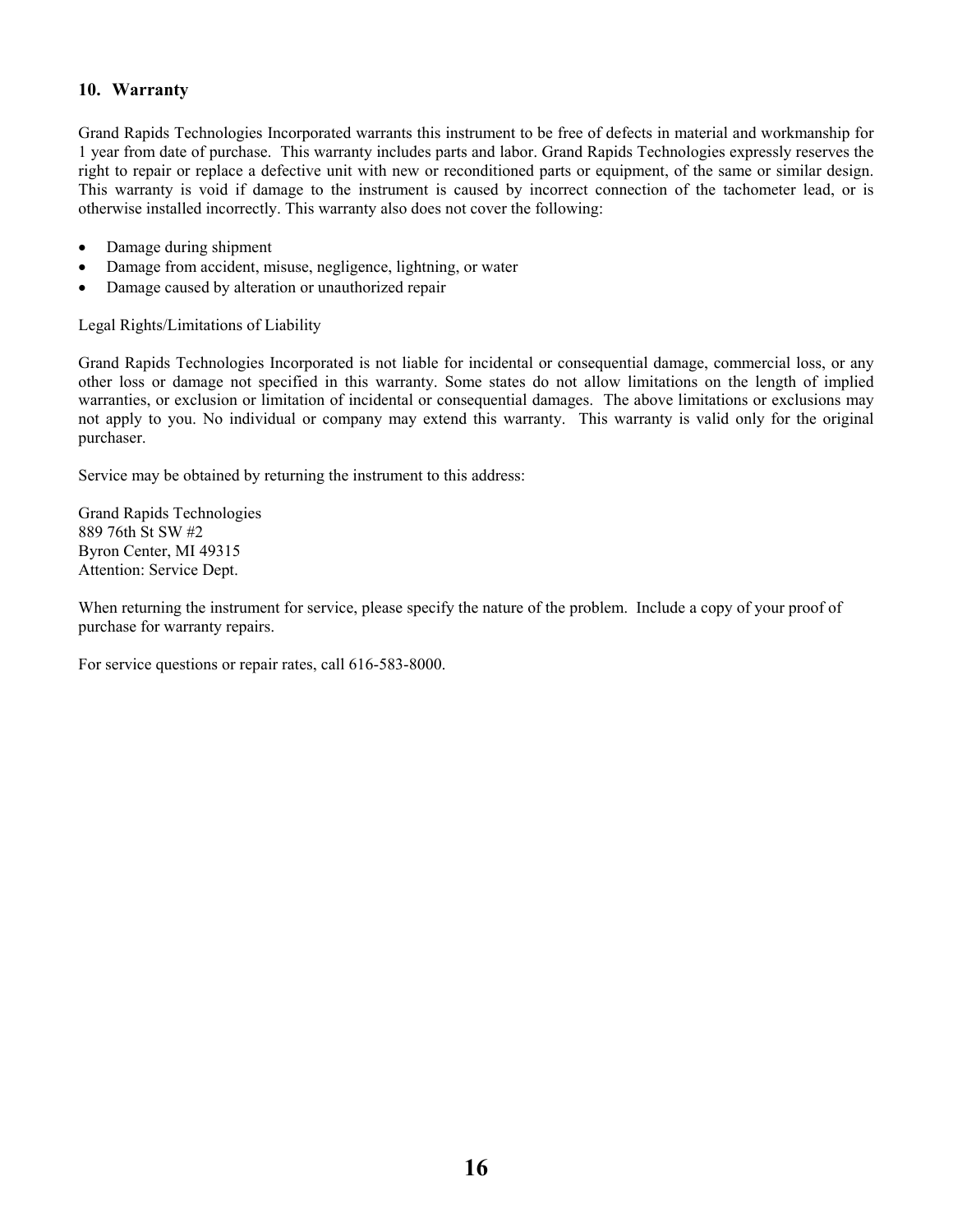## 10. Warranty

Grand Rapids Technologies Incorporated warrants this instrument to be free of defects in material and workmanship for 1 year from date of purchase. This warranty includes parts and labor. Grand Rapids Technologies expressly reserves the right to repair or replace a defective unit with new or reconditioned parts or equipment, of the same or similar design. This warranty is void if damage to the instrument is caused by incorrect connection of the tachometer lead, or is otherwise installed incorrectly. This warranty also does not cover the following:

- Damage during shipment
- Damage from accident, misuse, negligence, lightning, or water
- Damage caused by alteration or unauthorized repair

Legal Rights/Limitations of Liability

Grand Rapids Technologies Incorporated is not liable for incidental or consequential damage, commercial loss, or any other loss or damage not specified in this warranty. Some states do not allow limitations on the length of implied warranties, or exclusion or limitation of incidental or consequential damages. The above limitations or exclusions may not apply to you. No individual or company may extend this warranty. This warranty is valid only for the original purchaser.

Service may be obtained by returning the instrument to this address:

Grand Rapids Technologies
889 76th St SW #2
Byron Center, MI 49315
Attention: Service Dept.

When returning the instrument for service, please specify the nature of the problem. Include a copy of your proof of purchase for warranty repairs.

For service questions or repair rates, call 616-583-8000.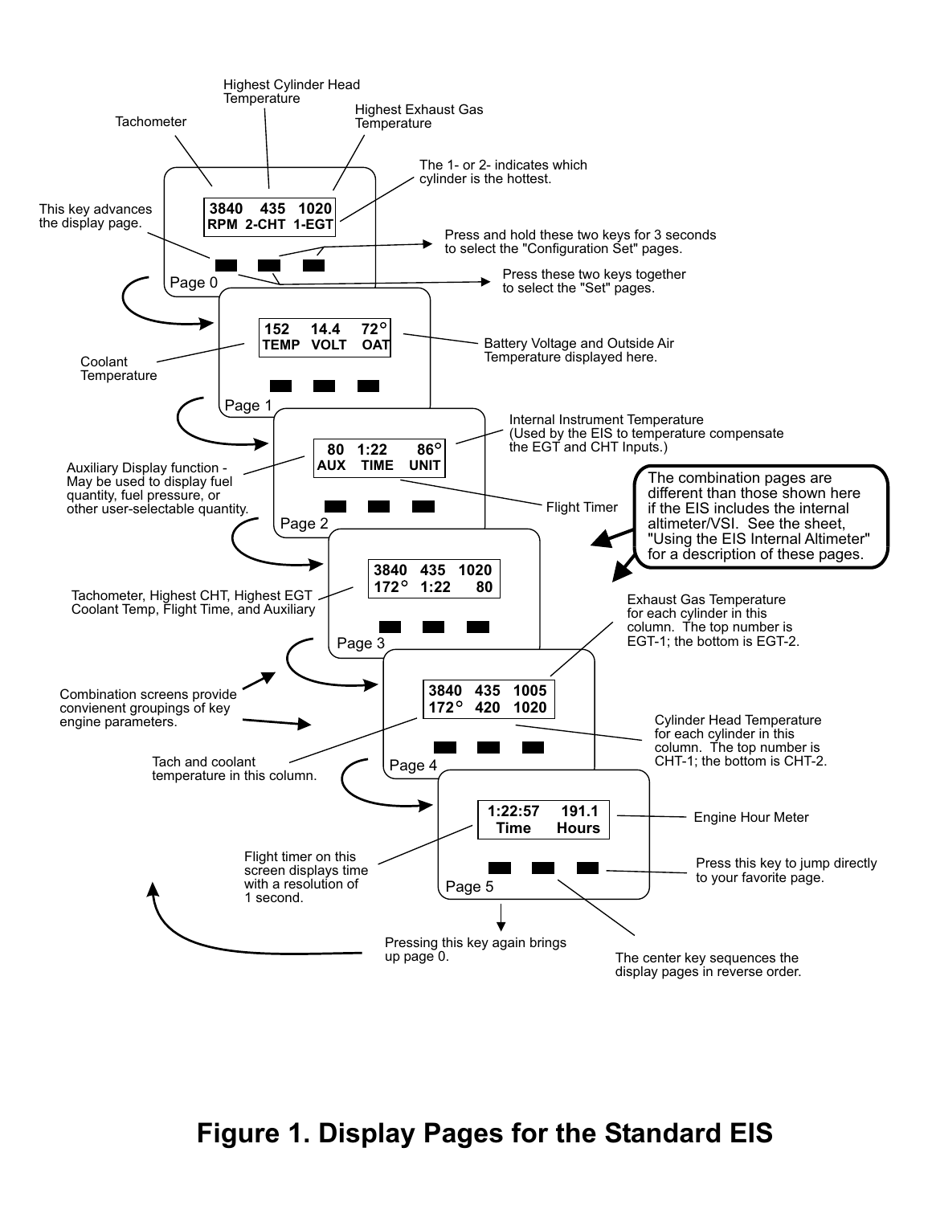Highest Cylinder Head Temperature

Highest Exhaust Gas Temperature

Tachometer

The 1- or 2- indicates which cylinder is the hottest.

```
3840   435  1020
RPM  2-CHT  1-EGT
```

This key advances the display page.

Press and hold these two keys for 3 seconds to select the "Configuration Set" pages.

Press these two keys together to select the "Set" pages.

Page 0

```
152    14.4    72°
TEMP   VOLT    OAT
```

Coolant Temperature

Battery Voltage and Outside Air Temperature displayed here.

Page 1

Internal Instrument Temperature (Used by the EIS to temperature compensate the EGT and CHT Inputs.)

```
80    1:22    86°
AUX   TIME    UNIT
```

Auxiliary Display function - May be used to display fuel quantity, fuel pressure, or other user-selectable quantity.

Flight Timer

Page 2

The combination pages are different than those shown here if the EIS includes the internal altimeter/VSI. See the sheet, "Using the EIS Internal Altimeter" for a description of these pages.

```
3840   435   1020
172°   1:22    80
```

Tachometer, Highest CHT, Highest EGT Coolant Temp, Flight Time, and Auxiliary

Page 3

Exhaust Gas Temperature for each cylinder in this column. The top number is EGT-1; the bottom is EGT-2.

```
3840   435   1005
172°   420   1020
```

Combination screens provide convienent groupings of key engine parameters.

Tach and coolant temperature in this column.

Cylinder Head Temperature for each cylinder in this column. The top number is CHT-1; the bottom is CHT-2.

Page 4

```
1:22:57    191.1
 Time      Hours
```

Engine Hour Meter

Flight timer on this screen displays time with a resolution of 1 second.

Press this key to jump directly to your favorite page.

Page 5

Pressing this key again brings up page 0.

The center key sequences the display pages in reverse order.

**Figure 1. Display Pages for the Standard EIS**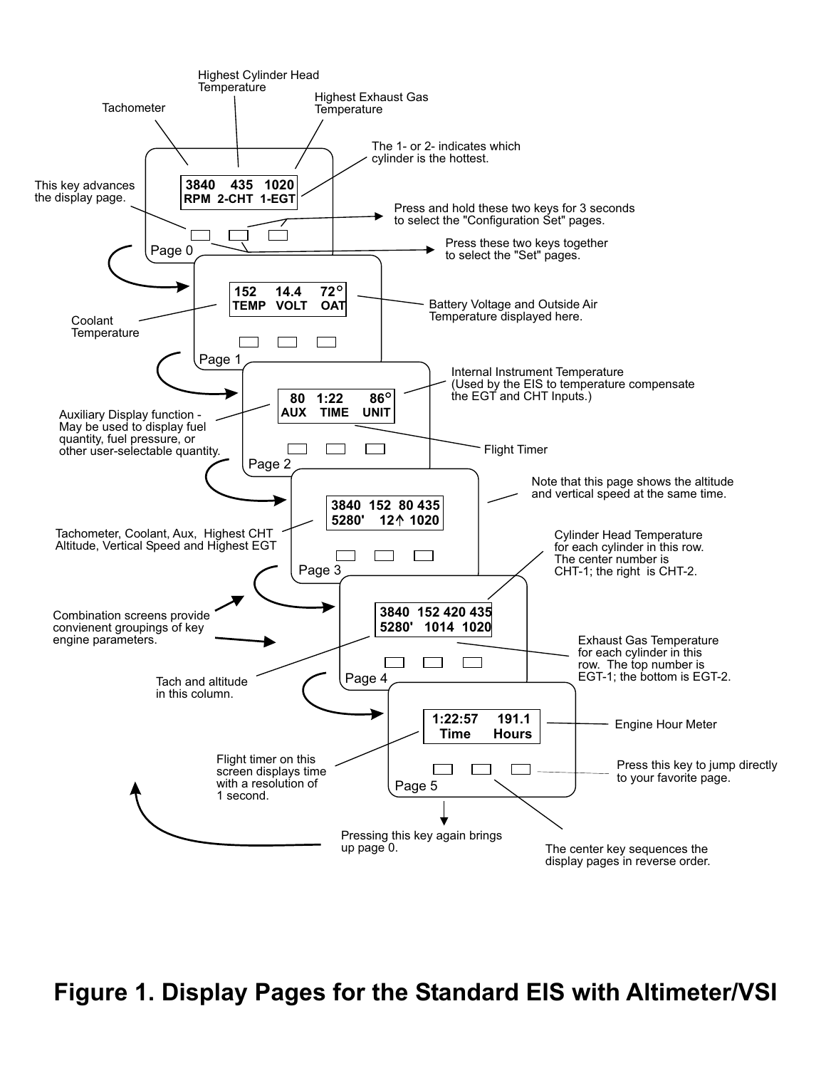**Page 0**

| 3840 | 435 | 1020 |
|---|---|---|
| RPM | 2-CHT | 1-EGT |

- Tachometer
- Highest Cylinder Head Temperature
- Highest Exhaust Gas Temperature
- The 1- or 2- indicates which cylinder is the hottest.
- This key advances the display page.
- Press and hold these two keys for 3 seconds to select the "Configuration Set" pages.
- Press these two keys together to select the "Set" pages.

**Page 1**

| 152 | 14.4 | 72° |
|---|---|---|
| TEMP | VOLT | OAT |

- Coolant Temperature
- Battery Voltage and Outside Air Temperature displayed here.

**Page 2**

| 80 | 1:22 | 86° |
|---|---|---|
| AUX | TIME | UNIT |

- Internal Instrument Temperature (Used by the EIS to temperature compensate the EGT and CHT Inputs.)
- Auxiliary Display function - May be used to display fuel quantity, fuel pressure, or other user-selectable quantity.
- Flight Timer

**Page 3**

| 3840 | 152 | 80 | 435 |
|---|---|---|---|
| 5280' | | 12↑ | 1020 |

- Note that this page shows the altitude and vertical speed at the same time.
- Tachometer, Coolant, Aux, Highest CHT Altitude, Vertical Speed and Highest EGT

**Page 4**

| 3840 | 152 | 420 | 435 |
|---|---|---|---|
| 5280' | | 1014 | 1020 |

- Cylinder Head Temperature for each cylinder in this row. The center number is CHT-1; the right is CHT-2.
- Combination screens provide convienent groupings of key engine parameters.
- Exhaust Gas Temperature for each cylinder in this row. The top number is EGT-1; the bottom is EGT-2.
- Tach and altitude in this column.

**Page 5**

| 1:22:57 | 191.1 |
|---|---|
| Time | Hours |

- Engine Hour Meter
- Flight timer on this screen displays time with a resolution of 1 second.
- Press this key to jump directly to your favorite page.
- Pressing this key again brings up page 0.
- The center key sequences the display pages in reverse order.

**Figure 1. Display Pages for the Standard EIS with Altimeter/VSI**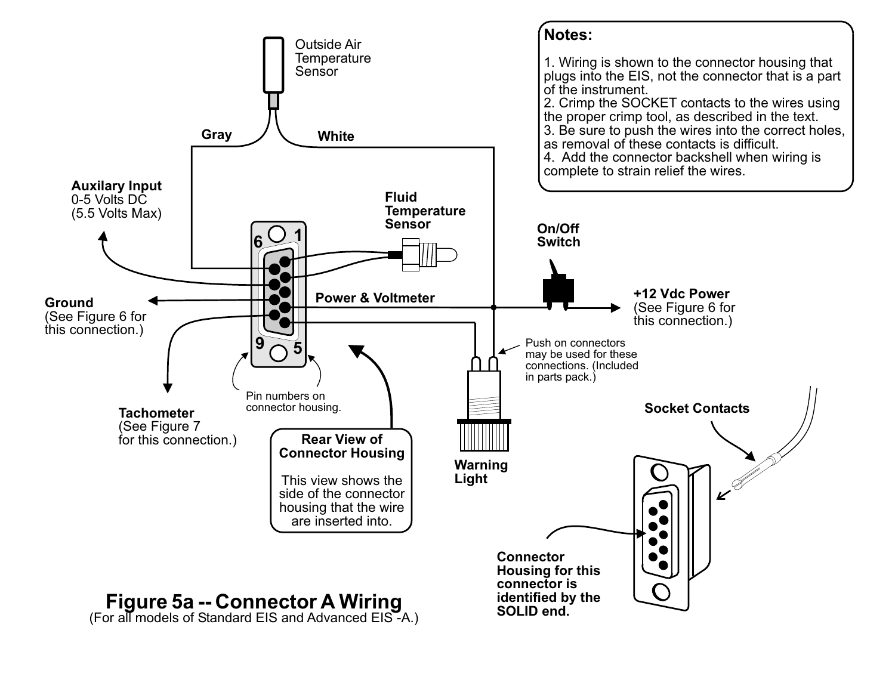**Notes:**

1. Wiring is shown to the connector housing that plugs into the EIS, not the connector that is a part of the instrument.
2. Crimp the SOCKET contacts to the wires using the proper crimp tool, as described in the text.
3. Be sure to push the wires into the correct holes, as removal of these contacts is difficult.
4. Add the connector backshell when wiring is complete to strain relief the wires.

Outside Air Temperature Sensor

Gray

White

Auxilary Input
0-5 Volts DC
(5.5 Volts Max)

Fluid Temperature Sensor

On/Off Switch

Ground
(See Figure 6 for this connection.)

Power & Voltmeter

+12 Vdc Power
(See Figure 6 for this connection.)

Push on connectors may be used for these connections. (Included in parts pack.)

Tachometer
(See Figure 7 for this connection.)

Pin numbers on connector housing.

**Rear View of Connector Housing**

This view shows the side of the connector housing that the wire are inserted into.

Warning Light

Socket Contacts

Connector Housing for this connector is identified by the SOLID end.

## Figure 5a -- Connector A Wiring

(For all models of Standard EIS and Advanced EIS -A.)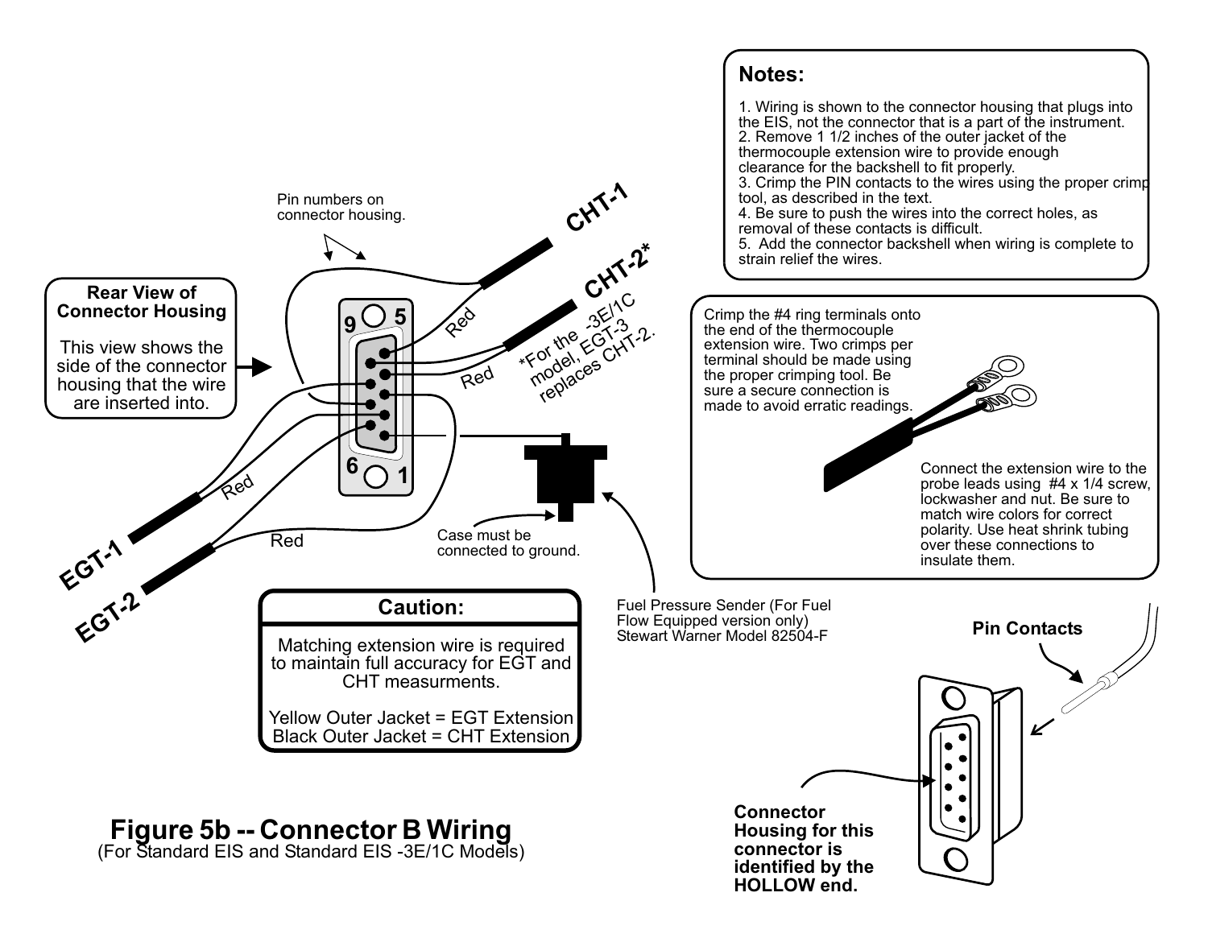**Notes:**

1. Wiring is shown to the connector housing that plugs into the EIS, not the connector that is a part of the instrument.
2. Remove 1 1/2 inches of the outer jacket of the thermocouple extension wire to provide enough clearance for the backshell to fit properly.
3. Crimp the PIN contacts to the wires using the proper crimp tool, as described in the text.
4. Be sure to push the wires into the correct holes, as removal of these contacts is difficult.
5. Add the connector backshell when wiring is complete to strain relief the wires.

**Rear View of Connector Housing**

This view shows the side of the connector housing that the wire are inserted into.

Pin numbers on connector housing.

CHT-1

CHT-2*

*For the -3E/1C model, EGT-3 replaces CHT-2.

Red

EGT-1

EGT-2

Case must be connected to ground.

Fuel Pressure Sender (For Fuel Flow Equipped version only) Stewart Warner Model 82504-F

Crimp the #4 ring terminals onto the end of the thermocouple extension wire. Two crimps per terminal should be made using the proper crimping tool. Be sure a secure connection is made to avoid erratic readings.

Connect the extension wire to the probe leads using #4 x 1/4 screw, lockwasher and nut. Be sure to match wire colors for correct polarity. Use heat shrink tubing over these connections to insulate them.

**Caution:**

Matching extension wire is required to maintain full accuracy for EGT and CHT measurments.

Yellow Outer Jacket = EGT Extension
Black Outer Jacket = CHT Extension

**Pin Contacts**

**Connector Housing for this connector is identified by the HOLLOW end.**

**Figure 5b -- Connector B Wiring**
(For Standard EIS and Standard EIS -3E/1C Models)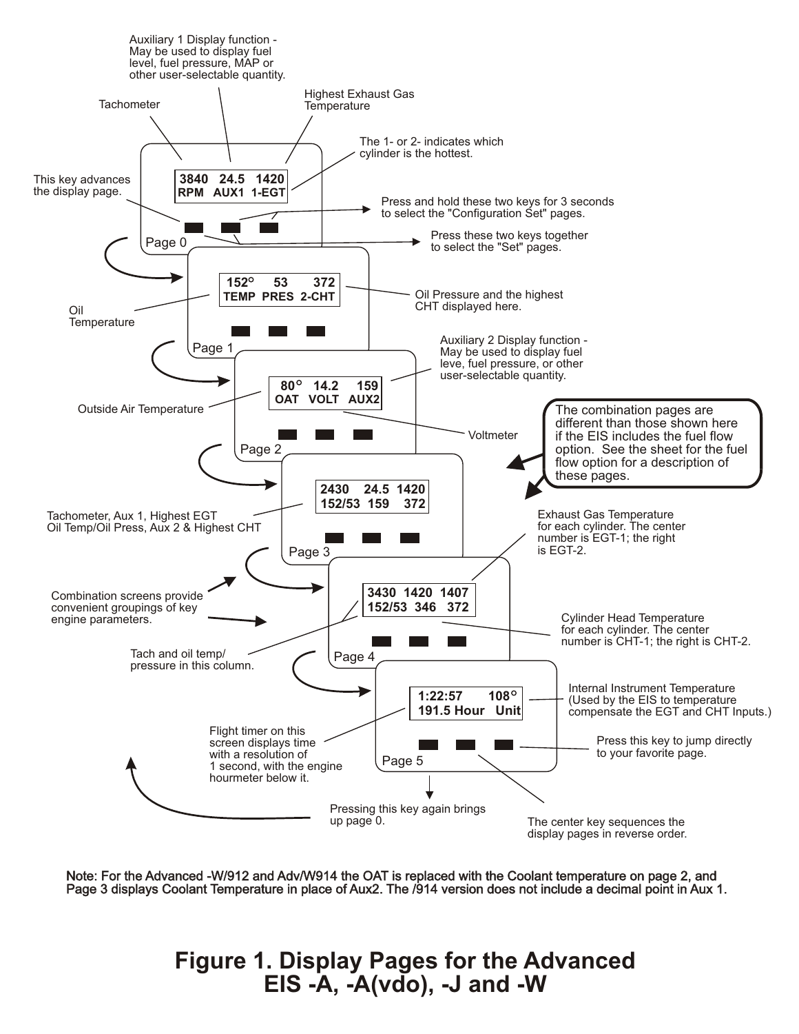Auxiliary 1 Display function - May be used to display fuel level, fuel pressure, MAP or other user-selectable quantity.

Tachometer

Highest Exhaust Gas Temperature

The 1- or 2- indicates which cylinder is the hottest.

```
3840  24.5  1420
RPM  AUX1  1-EGT
```

This key advances the display page.

Press and hold these two keys for 3 seconds to select the "Configuration Set" pages.

Page 0

Press these two keys together to select the "Set" pages.

```
152°    53     372
TEMP  PRES  2-CHT
```

Oil Temperature

Oil Pressure and the highest CHT displayed here.

Page 1

Auxiliary 2 Display function - May be used to display fuel leve, fuel pressure, or other user-selectable quantity.

```
80°   14.2    159
OAT   VOLT   AUX2
```

Outside Air Temperature

Voltmeter

Page 2

The combination pages are different than those shown here if the EIS includes the fuel flow option. See the sheet for the fuel flow option for a description of these pages.

```
2430    24.5  1420
152/53  159    372
```

Tachometer, Aux 1, Highest EGT
Oil Temp/Oil Press, Aux 2 & Highest CHT

Page 3

Exhaust Gas Temperature for each cylinder. The center number is EGT-1; the right is EGT-2.

```
3430  1420  1407
152/53  346   372
```

Combination screens provide convenient groupings of key engine parameters.

Cylinder Head Temperature for each cylinder. The center number is CHT-1; the right is CHT-2.

Tach and oil temp/ pressure in this column.

Page 4

```
1:22:57       108°
191.5 Hour   Unit
```

Internal Instrument Temperature (Used by the EIS to temperature compensate the EGT and CHT Inputs.)

Flight timer on this screen displays time with a resolution of 1 second, with the engine hourmeter below it.

Press this key to jump directly to your favorite page.

Page 5

Pressing this key again brings up page 0.

The center key sequences the display pages in reverse order.

Note: For the Advanced -W/912 and Adv/W914 the OAT is replaced with the Coolant temperature on page 2, and Page 3 displays Coolant Temperature in place of Aux2. The /914 version does not include a decimal point in Aux 1.

## Figure 1. Display Pages for the Advanced EIS -A, -A(vdo), -J and -W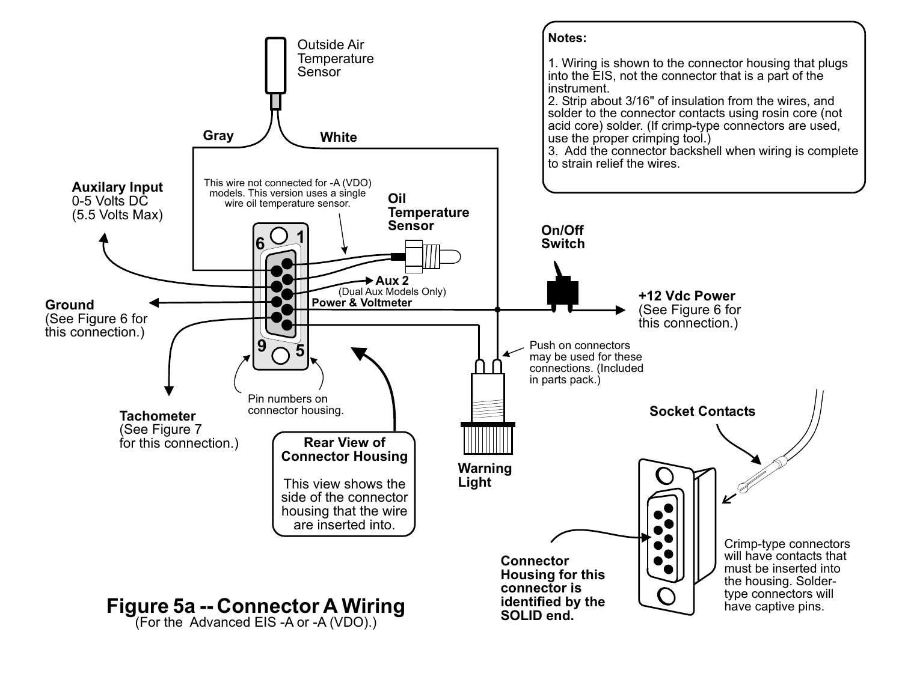**Notes:**

1. Wiring is shown to the connector housing that plugs into the EIS, not the connector that is a part of the instrument.
2. Strip about 3/16" of insulation from the wires, and solder to the connector contacts using rosin core (not acid core) solder. (If crimp-type connectors are used, use the proper crimping tool.)
3. Add the connector backshell when wiring is complete to strain relief the wires.

Outside Air Temperature Sensor

Gray

White

Auxilary Input
0-5 Volts DC
(5.5 Volts Max)

This wire not connected for -A (VDO) models. This version uses a single wire oil temperature sensor.

Oil Temperature Sensor

On/Off Switch

Aux 2
(Dual Aux Models Only)

Power & Voltmeter

+12 Vdc Power
(See Figure 6 for this connection.)

Ground
(See Figure 6 for this connection.)

1
6
9
5

Push on connectors may be used for these connections. (Included in parts pack.)

Pin numbers on connector housing.

Tachometer
(See Figure 7 for this connection.)

**Rear View of Connector Housing**

This view shows the side of the connector housing that the wire are inserted into.

Warning Light

**Socket Contacts**

**Connector Housing for this connector is identified by the SOLID end.**

Crimp-type connectors will have contacts that must be inserted into the housing. Solder-type connectors will have captive pins.

## Figure 5a -- Connector A Wiring
(For the Advanced EIS -A or -A (VDO).)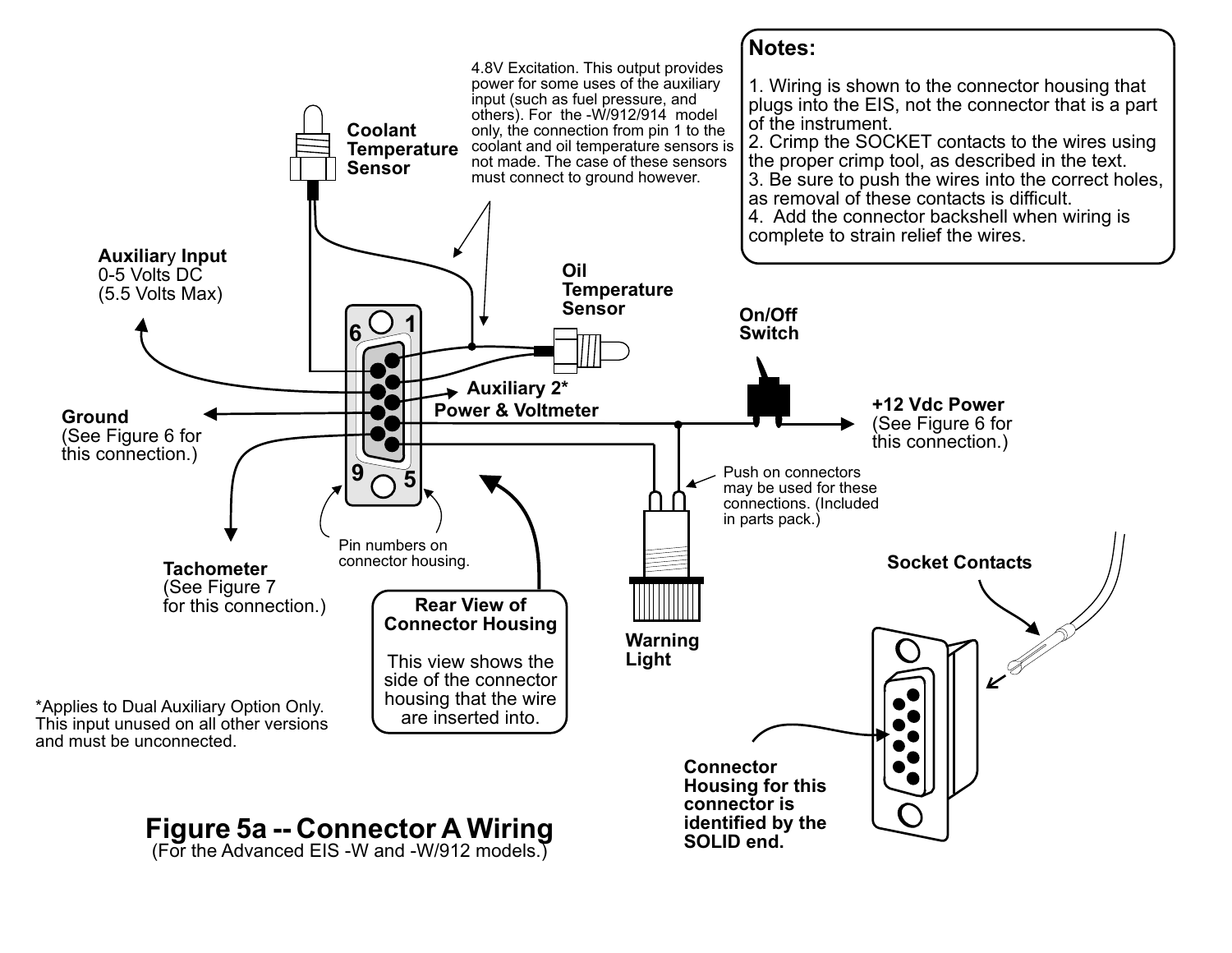**Notes:**

1. Wiring is shown to the connector housing that plugs into the EIS, not the connector that is a part of the instrument.
2. Crimp the SOCKET contacts to the wires using the proper crimp tool, as described in the text.
3. Be sure to push the wires into the correct holes, as removal of these contacts is difficult.
4. Add the connector backshell when wiring is complete to strain relief the wires.

4.8V Excitation. This output provides power for some uses of the auxiliary input (such as fuel pressure, and others). For the -W/912/914 model only, the connection from pin 1 to the coolant and oil temperature sensors is not made. The case of these sensors must connect to ground however.

**Coolant Temperature Sensor**

**Oil Temperature Sensor**

**Auxiliary Input**
0-5 Volts DC
(5.5 Volts Max)

**Auxiliary 2***

**Power & Voltmeter**

**On/Off Switch**

**+12 Vdc Power**
(See Figure 6 for this connection.)

**Ground**
(See Figure 6 for this connection.)

**Tachometer**
(See Figure 7 for this connection.)

Pin numbers on connector housing.

Push on connectors may be used for these connections. (Included in parts pack.)

**Warning Light**

**Socket Contacts**

**Rear View of Connector Housing**

This view shows the side of the connector housing that the wire are inserted into.

**Connector Housing for this connector is identified by the SOLID end.**

*Applies to Dual Auxiliary Option Only. This input unused on all other versions and must be unconnected.

**Figure 5a -- Connector A Wiring**
(For the Advanced EIS -W and -W/912 models.)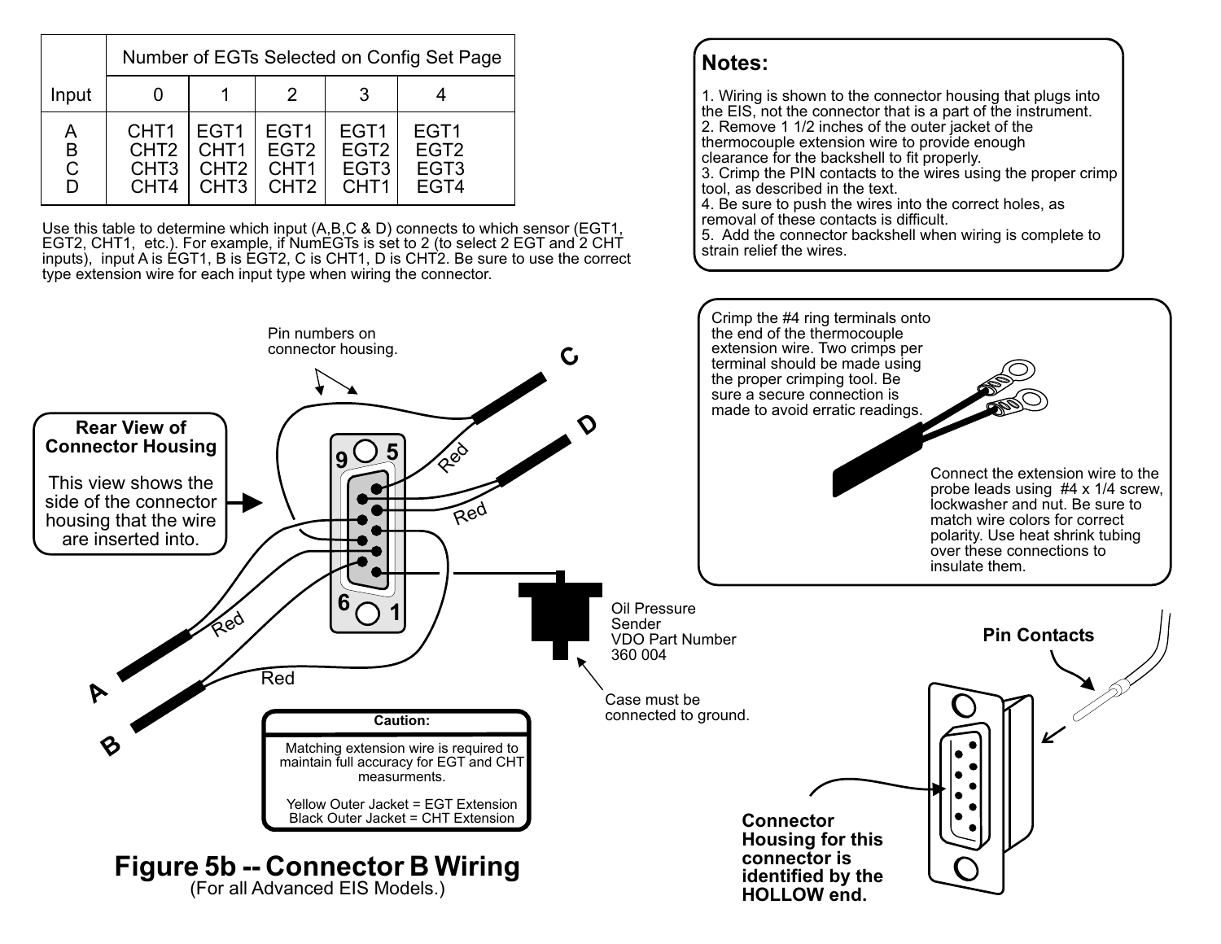| Input | Number of EGTs Selected on Config Set Page | | | | |
|---|---|---|---|---|---|
| | 0 | 1 | 2 | 3 | 4 |
| A | CHT1 | EGT1 | EGT1 | EGT1 | EGT1 |
| B | CHT2 | CHT1 | EGT2 | EGT2 | EGT2 |
| C | CHT3 | CHT2 | CHT1 | EGT3 | EGT3 |
| D | CHT4 | CHT3 | CHT2 | CHT1 | EGT4 |

Use this table to determine which input (A,B,C & D) connects to which sensor (EGT1, EGT2, CHT1, etc.). For example, if NumEGTs is set to 2 (to select 2 EGT and 2 CHT inputs), input A is EGT1, B is EGT2, C is CHT1, D is CHT2. Be sure to use the correct type extension wire for each input type when wiring the connector.

**Notes:**

1. Wiring is shown to the connector housing that plugs into the EIS, not the connector that is a part of the instrument.
2. Remove 1 1/2 inches of the outer jacket of the thermocouple extension wire to provide enough clearance for the backshell to fit properly.
3. Crimp the PIN contacts to the wires using the proper crimp tool, as described in the text.
4. Be sure to push the wires into the correct holes, as removal of these contacts is difficult.
5. Add the connector backshell when wiring is complete to strain relief the wires.

Crimp the #4 ring terminals onto the end of the thermocouple extension wire. Two crimps per terminal should be made using the proper crimping tool. Be sure a secure connection is made to avoid erratic readings.

Connect the extension wire to the probe leads using #4 x 1/4 screw, lockwasher and nut. Be sure to match wire colors for correct polarity. Use heat shrink tubing over these connections to insulate them.

**Rear View of Connector Housing**

This view shows the side of the connector housing that the wire are inserted into.

Pin numbers on connector housing.

9 5 6 1

Red

C D A B

Oil Pressure Sender VDO Part Number 360 004

Case must be connected to ground.

**Pin Contacts**

**Connector Housing for this connector is identified by the HOLLOW end.**

**Caution:**

Matching extension wire is required to maintain full accuracy for EGT and CHT measurments.

Yellow Outer Jacket = EGT Extension
Black Outer Jacket = CHT Extension

## Figure 5b -- Connector B Wiring
(For all Advanced EIS Models.)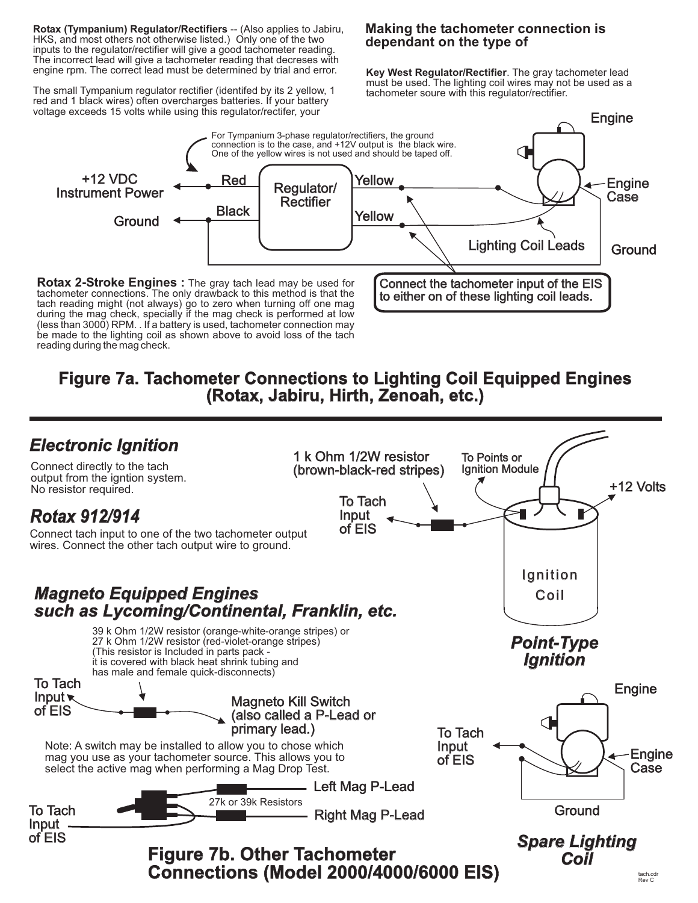**Rotax (Tympanium) Regulator/Rectifiers** -- (Also applies to Jabiru, HKS, and most others not otherwise listed.) Only one of the two inputs to the regulator/rectifier will give a good tachometer reading. The incorrect lead will give a tachometer reading that decreses with engine rpm. The correct lead must be determined by trial and error.

The small Tympanium regulator rectifier (identifed by its 2 yellow, 1 red and 1 black wires) often overcharges batteries. If your battery voltage exceeds 15 volts while using this regulator/rectifer, your

**Making the tachometer connection is dependant on the type of**

**Key West Regulator/Rectifier**. The gray tachometer lead must be used. The lighting coil wires may not be used as a tachometer soure with this regulator/rectifier.

For Tympanium 3-phase regulator/rectifiers, the ground connection is to the case, and +12V output is the black wire. One of the yellow wires is not used and should be taped off.

+12 VDC Instrument Power

Ground

Red

Black

Regulator/ Rectifier

Yellow

Yellow

Engine

Engine Case

Lighting Coil Leads

Ground

Connect the tachometer input of the EIS to either on of these lighting coil leads.

**Rotax 2-Stroke Engines :** The gray tach lead may be used for tachometer connections. The only drawback to this method is that the tach reading might (not always) go to zero when turning off one mag during the mag check, specially if the mag check is performed at low (less than 3000) RPM. . If a battery is used, tachometer connection may be made to the lighting coil as shown above to avoid loss of the tach reading during the mag check.

**Figure 7a. Tachometer Connections to Lighting Coil Equipped Engines (Rotax, Jabiru, Hirth, Zenoah, etc.)**

---

## *Electronic Ignition*

Connect directly to the tach output from the igntion system. No resistor required.

## *Rotax 912/914*

Connect tach input to one of the two tachometer output wires. Connect the other tach output wire to ground.

1 k Ohm 1/2W resistor (brown-black-red stripes)

To Points or Ignition Module

+12 Volts

To Tach Input of EIS

Ignition Coil

***Point-Type Ignition***

## *Magneto Equipped Engines such as Lycoming/Continental, Franklin, etc.*

39 k Ohm 1/2W resistor (orange-white-orange stripes) or 27 k Ohm 1/2W resistor (red-violet-orange stripes) (This resistor is Included in parts pack - it is covered with black heat shrink tubing and has male and female quick-disconnects)

To Tach Input of EIS

Magneto Kill Switch (also called a P-Lead or primary lead.)

Note: A switch may be installed to allow you to chose which mag you use as your tachometer source. This allows you to select the active mag when performing a Mag Drop Test.

Left Mag P-Lead

27k or 39k Resistors

Right Mag P-Lead

To Tach Input of EIS

Engine

To Tach Input of EIS

Engine Case

Ground

***Spare Lighting Coil***

**Figure 7b. Other Tachometer Connections (Model 2000/4000/6000 EIS)**

tach.cdr
Rev C